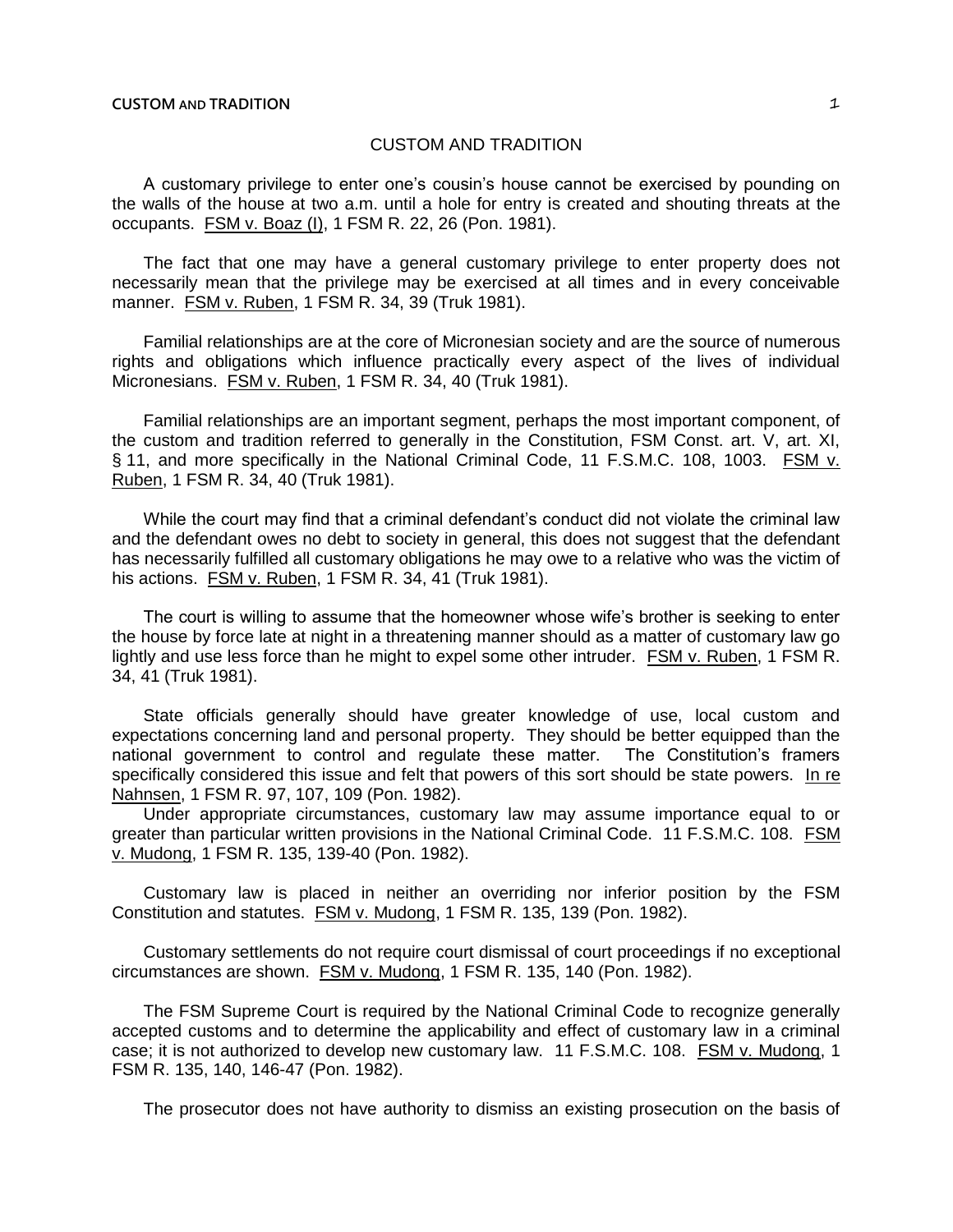# CUSTOM AND TRADITION

A customary privilege to enter one's cousin's house cannot be exercised by pounding on the walls of the house at two a.m. until a hole for entry is created and shouting threats at the occupants. FSM v. Boaz (I), 1 FSM R. 22, 26 (Pon. 1981).

The fact that one may have a general customary privilege to enter property does not necessarily mean that the privilege may be exercised at all times and in every conceivable manner. FSM v. Ruben, 1 FSM R. 34, 39 (Truk 1981).

Familial relationships are at the core of Micronesian society and are the source of numerous rights and obligations which influence practically every aspect of the lives of individual Micronesians. FSM v. Ruben, 1 FSM R. 34, 40 (Truk 1981).

Familial relationships are an important segment, perhaps the most important component, of the custom and tradition referred to generally in the Constitution, FSM Const. art. V, art. XI, § 11, and more specifically in the National Criminal Code, 11 F.S.M.C. 108, 1003. FSM v. Ruben, 1 FSM R. 34, 40 (Truk 1981).

While the court may find that a criminal defendant's conduct did not violate the criminal law and the defendant owes no debt to society in general, this does not suggest that the defendant has necessarily fulfilled all customary obligations he may owe to a relative who was the victim of his actions. FSM v. Ruben, 1 FSM R. 34, 41 (Truk 1981).

The court is willing to assume that the homeowner whose wife's brother is seeking to enter the house by force late at night in a threatening manner should as a matter of customary law go lightly and use less force than he might to expel some other intruder. FSM v. Ruben, 1 FSM R. 34, 41 (Truk 1981).

State officials generally should have greater knowledge of use, local custom and expectations concerning land and personal property. They should be better equipped than the national government to control and regulate these matter. The Constitution's framers specifically considered this issue and felt that powers of this sort should be state powers. In re Nahnsen, 1 FSM R. 97, 107, 109 (Pon. 1982).

Under appropriate circumstances, customary law may assume importance equal to or greater than particular written provisions in the National Criminal Code. 11 F.S.M.C. 108. FSM v. Mudong, 1 FSM R. 135, 139-40 (Pon. 1982).

Customary law is placed in neither an overriding nor inferior position by the FSM Constitution and statutes. FSM v. Mudong, 1 FSM R. 135, 139 (Pon. 1982).

Customary settlements do not require court dismissal of court proceedings if no exceptional circumstances are shown. FSM v. Mudong, 1 FSM R. 135, 140 (Pon. 1982).

The FSM Supreme Court is required by the National Criminal Code to recognize generally accepted customs and to determine the applicability and effect of customary law in a criminal case; it is not authorized to develop new customary law. 11 F.S.M.C. 108. FSM v. Mudong, 1 FSM R. 135, 140, 146-47 (Pon. 1982).

The prosecutor does not have authority to dismiss an existing prosecution on the basis of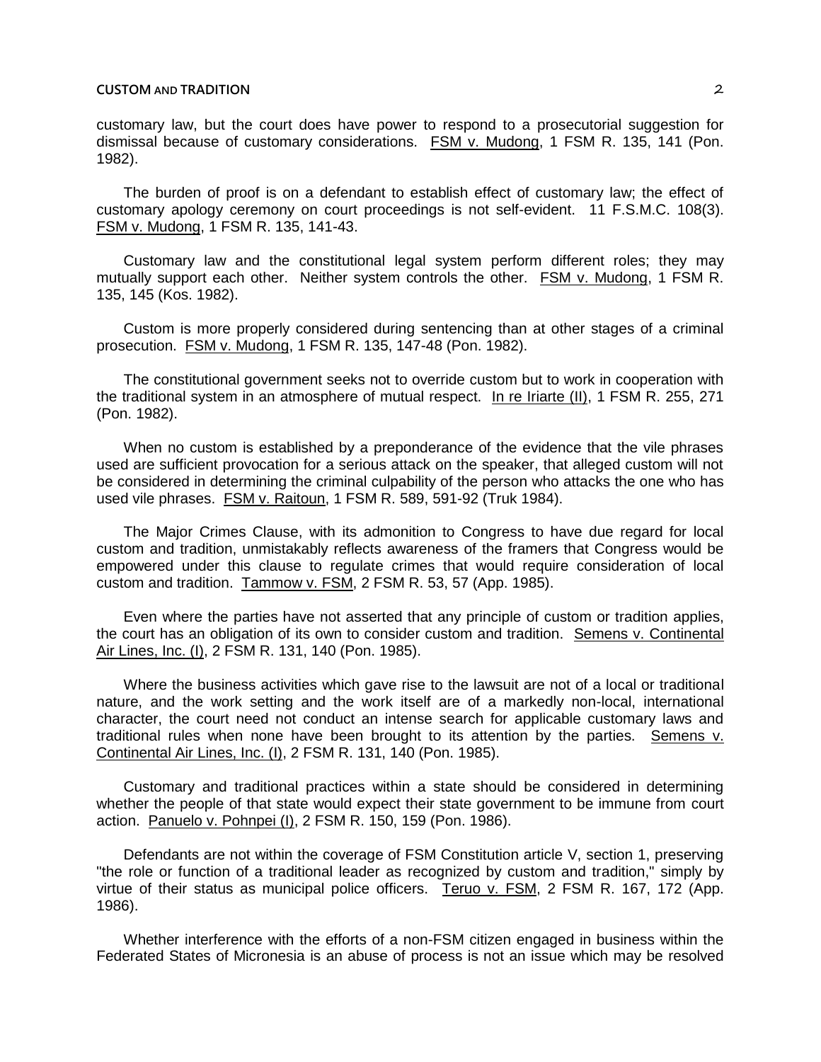customary law, but the court does have power to respond to a prosecutorial suggestion for dismissal because of customary considerations. FSM v. Mudong, 1 FSM R. 135, 141 (Pon. 1982).

The burden of proof is on a defendant to establish effect of customary law; the effect of customary apology ceremony on court proceedings is not self-evident. 11 F.S.M.C. 108(3). FSM v. Mudong, 1 FSM R. 135, 141-43.

Customary law and the constitutional legal system perform different roles; they may mutually support each other. Neither system controls the other. FSM v. Mudong, 1 FSM R. 135, 145 (Kos. 1982).

Custom is more properly considered during sentencing than at other stages of a criminal prosecution. FSM v. Mudong, 1 FSM R. 135, 147-48 (Pon. 1982).

The constitutional government seeks not to override custom but to work in cooperation with the traditional system in an atmosphere of mutual respect. In re Iriarte (II), 1 FSM R. 255, 271 (Pon. 1982).

When no custom is established by a preponderance of the evidence that the vile phrases used are sufficient provocation for a serious attack on the speaker, that alleged custom will not be considered in determining the criminal culpability of the person who attacks the one who has used vile phrases. FSM v. Raitoun, 1 FSM R. 589, 591-92 (Truk 1984).

The Major Crimes Clause, with its admonition to Congress to have due regard for local custom and tradition, unmistakably reflects awareness of the framers that Congress would be empowered under this clause to regulate crimes that would require consideration of local custom and tradition. Tammow v. FSM, 2 FSM R. 53, 57 (App. 1985).

Even where the parties have not asserted that any principle of custom or tradition applies, the court has an obligation of its own to consider custom and tradition. Semens v. Continental Air Lines, Inc. (I), 2 FSM R. 131, 140 (Pon. 1985).

Where the business activities which gave rise to the lawsuit are not of a local or traditional nature, and the work setting and the work itself are of a markedly non-local, international character, the court need not conduct an intense search for applicable customary laws and traditional rules when none have been brought to its attention by the parties. Semens v. Continental Air Lines, Inc. (I), 2 FSM R. 131, 140 (Pon. 1985).

Customary and traditional practices within a state should be considered in determining whether the people of that state would expect their state government to be immune from court action. Panuelo v. Pohnpei (I), 2 FSM R. 150, 159 (Pon. 1986).

Defendants are not within the coverage of FSM Constitution article V, section 1, preserving "the role or function of a traditional leader as recognized by custom and tradition," simply by virtue of their status as municipal police officers. Teruo v. FSM, 2 FSM R. 167, 172 (App. 1986).

Whether interference with the efforts of a non-FSM citizen engaged in business within the Federated States of Micronesia is an abuse of process is not an issue which may be resolved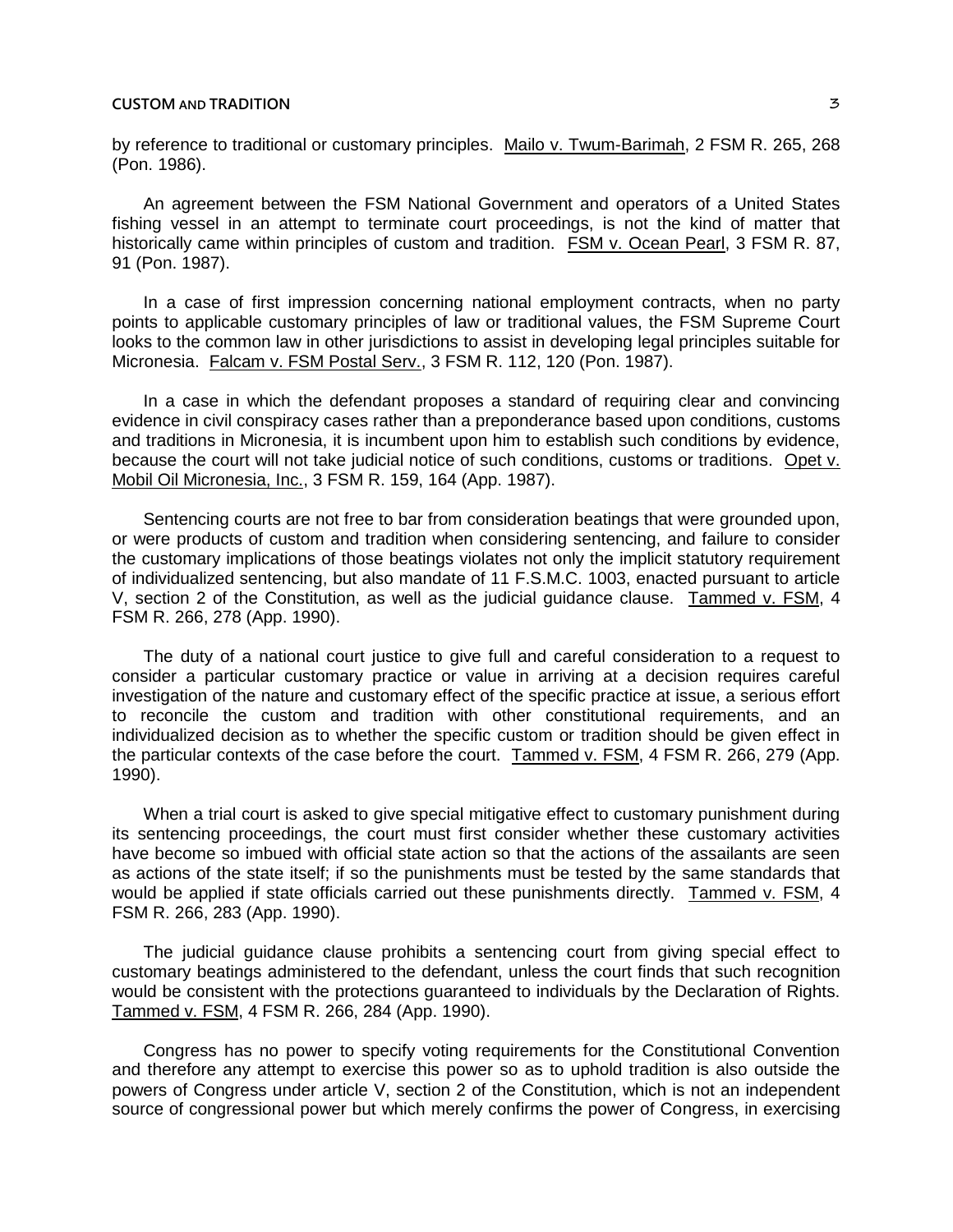by reference to traditional or customary principles. Mailo v. Twum-Barimah, 2 FSM R. 265, 268 (Pon. 1986).

An agreement between the FSM National Government and operators of a United States fishing vessel in an attempt to terminate court proceedings, is not the kind of matter that historically came within principles of custom and tradition. FSM v. Ocean Pearl, 3 FSM R. 87, 91 (Pon. 1987).

In a case of first impression concerning national employment contracts, when no party points to applicable customary principles of law or traditional values, the FSM Supreme Court looks to the common law in other jurisdictions to assist in developing legal principles suitable for Micronesia. Falcam v. FSM Postal Serv., 3 FSM R. 112, 120 (Pon. 1987).

In a case in which the defendant proposes a standard of requiring clear and convincing evidence in civil conspiracy cases rather than a preponderance based upon conditions, customs and traditions in Micronesia, it is incumbent upon him to establish such conditions by evidence, because the court will not take judicial notice of such conditions, customs or traditions. Opet v. Mobil Oil Micronesia, Inc., 3 FSM R. 159, 164 (App. 1987).

Sentencing courts are not free to bar from consideration beatings that were grounded upon, or were products of custom and tradition when considering sentencing, and failure to consider the customary implications of those beatings violates not only the implicit statutory requirement of individualized sentencing, but also mandate of 11 F.S.M.C. 1003, enacted pursuant to article V, section 2 of the Constitution, as well as the judicial guidance clause. Tammed v. FSM, 4 FSM R. 266, 278 (App. 1990).

The duty of a national court justice to give full and careful consideration to a request to consider a particular customary practice or value in arriving at a decision requires careful investigation of the nature and customary effect of the specific practice at issue, a serious effort to reconcile the custom and tradition with other constitutional requirements, and an individualized decision as to whether the specific custom or tradition should be given effect in the particular contexts of the case before the court. Tammed v. FSM, 4 FSM R. 266, 279 (App. 1990).

When a trial court is asked to give special mitigative effect to customary punishment during its sentencing proceedings, the court must first consider whether these customary activities have become so imbued with official state action so that the actions of the assailants are seen as actions of the state itself; if so the punishments must be tested by the same standards that would be applied if state officials carried out these punishments directly. Tammed v. FSM, 4 FSM R. 266, 283 (App. 1990).

The judicial guidance clause prohibits a sentencing court from giving special effect to customary beatings administered to the defendant, unless the court finds that such recognition would be consistent with the protections guaranteed to individuals by the Declaration of Rights. Tammed v. FSM, 4 FSM R. 266, 284 (App. 1990).

Congress has no power to specify voting requirements for the Constitutional Convention and therefore any attempt to exercise this power so as to uphold tradition is also outside the powers of Congress under article V, section 2 of the Constitution, which is not an independent source of congressional power but which merely confirms the power of Congress, in exercising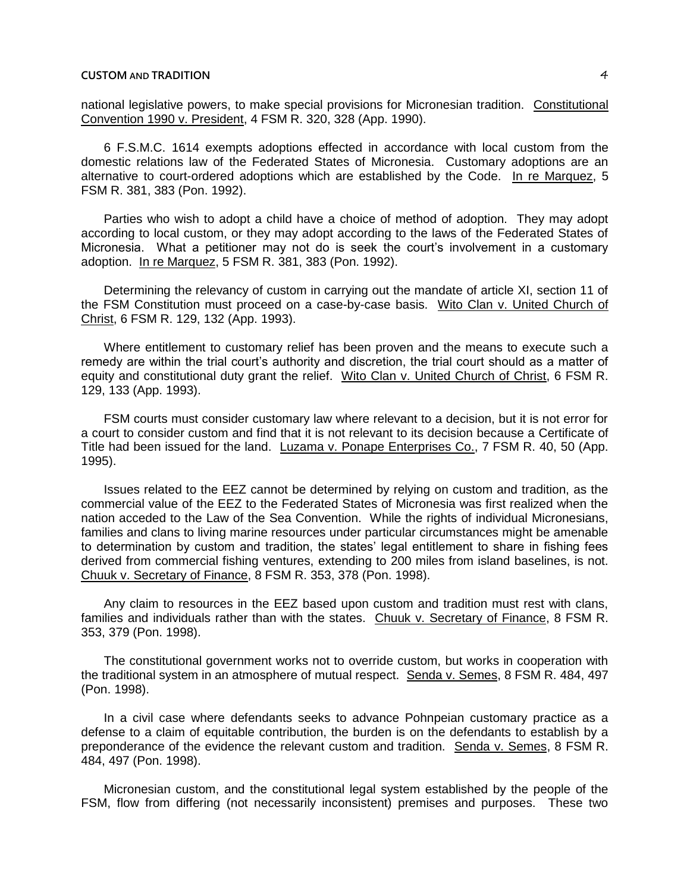national legislative powers, to make special provisions for Micronesian tradition. Constitutional Convention 1990 v. President, 4 FSM R. 320, 328 (App. 1990).

6 F.S.M.C. 1614 exempts adoptions effected in accordance with local custom from the domestic relations law of the Federated States of Micronesia. Customary adoptions are an alternative to court-ordered adoptions which are established by the Code. In re Marquez, 5 FSM R. 381, 383 (Pon. 1992).

Parties who wish to adopt a child have a choice of method of adoption. They may adopt according to local custom, or they may adopt according to the laws of the Federated States of Micronesia. What a petitioner may not do is seek the court's involvement in a customary adoption. In re Marquez, 5 FSM R. 381, 383 (Pon. 1992).

Determining the relevancy of custom in carrying out the mandate of article XI, section 11 of the FSM Constitution must proceed on a case-by-case basis. Wito Clan v. United Church of Christ, 6 FSM R. 129, 132 (App. 1993).

Where entitlement to customary relief has been proven and the means to execute such a remedy are within the trial court's authority and discretion, the trial court should as a matter of equity and constitutional duty grant the relief. Wito Clan v. United Church of Christ, 6 FSM R. 129, 133 (App. 1993).

FSM courts must consider customary law where relevant to a decision, but it is not error for a court to consider custom and find that it is not relevant to its decision because a Certificate of Title had been issued for the land. Luzama v. Ponape Enterprises Co., 7 FSM R. 40, 50 (App. 1995).

Issues related to the EEZ cannot be determined by relying on custom and tradition, as the commercial value of the EEZ to the Federated States of Micronesia was first realized when the nation acceded to the Law of the Sea Convention. While the rights of individual Micronesians, families and clans to living marine resources under particular circumstances might be amenable to determination by custom and tradition, the states' legal entitlement to share in fishing fees derived from commercial fishing ventures, extending to 200 miles from island baselines, is not. Chuuk v. Secretary of Finance, 8 FSM R. 353, 378 (Pon. 1998).

Any claim to resources in the EEZ based upon custom and tradition must rest with clans, families and individuals rather than with the states. Chuuk v. Secretary of Finance, 8 FSM R. 353, 379 (Pon. 1998).

The constitutional government works not to override custom, but works in cooperation with the traditional system in an atmosphere of mutual respect. Senda v. Semes, 8 FSM R. 484, 497 (Pon. 1998).

In a civil case where defendants seeks to advance Pohnpeian customary practice as a defense to a claim of equitable contribution, the burden is on the defendants to establish by a preponderance of the evidence the relevant custom and tradition. Senda v. Semes, 8 FSM R. 484, 497 (Pon. 1998).

Micronesian custom, and the constitutional legal system established by the people of the FSM, flow from differing (not necessarily inconsistent) premises and purposes. These two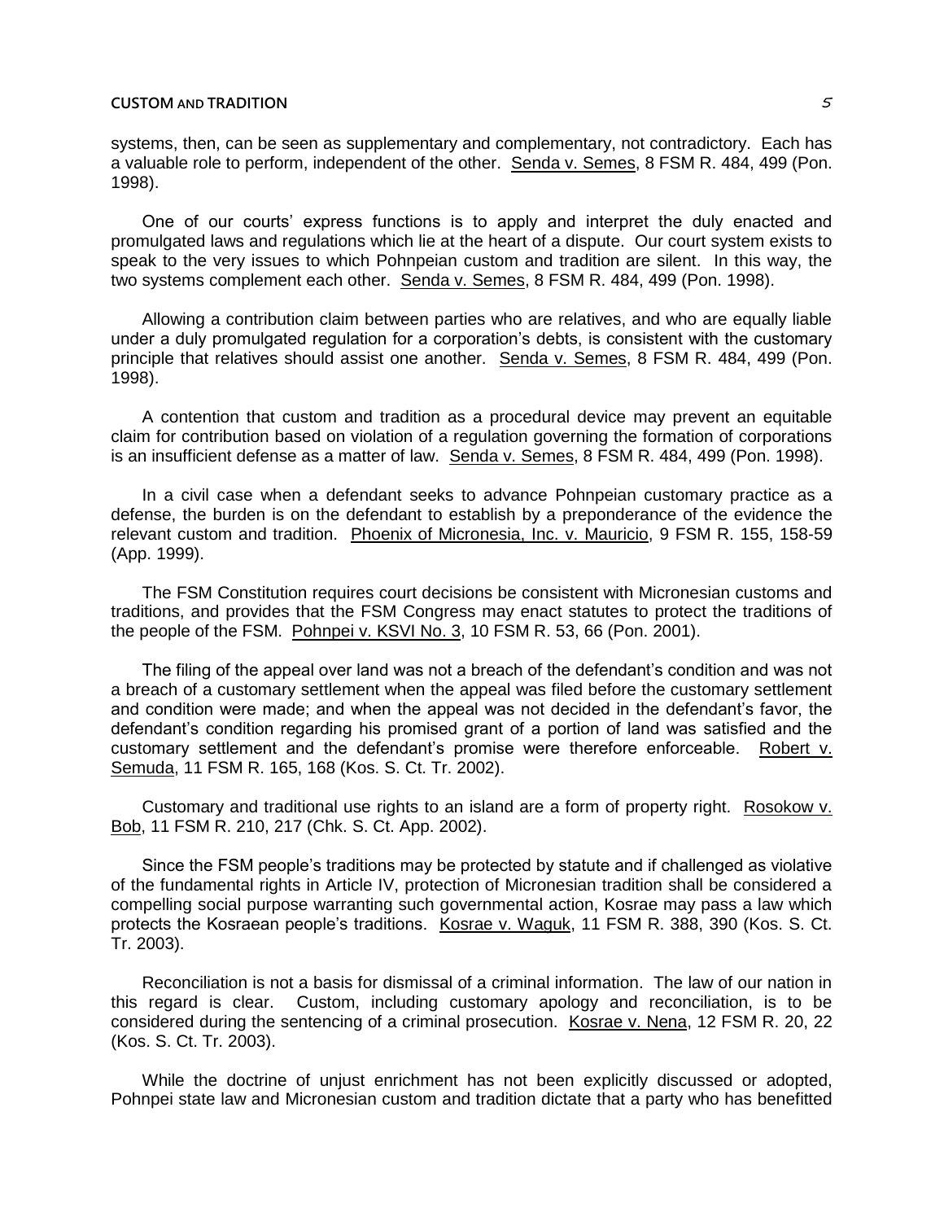systems, then, can be seen as supplementary and complementary, not contradictory. Each has a valuable role to perform, independent of the other. Senda v. Semes, 8 FSM R. 484, 499 (Pon. 1998).

One of our courts' express functions is to apply and interpret the duly enacted and promulgated laws and regulations which lie at the heart of a dispute. Our court system exists to speak to the very issues to which Pohnpeian custom and tradition are silent. In this way, the two systems complement each other. Senda v. Semes, 8 FSM R. 484, 499 (Pon. 1998).

Allowing a contribution claim between parties who are relatives, and who are equally liable under a duly promulgated regulation for a corporation's debts, is consistent with the customary principle that relatives should assist one another. Senda v. Semes, 8 FSM R. 484, 499 (Pon. 1998).

A contention that custom and tradition as a procedural device may prevent an equitable claim for contribution based on violation of a regulation governing the formation of corporations is an insufficient defense as a matter of law. Senda v. Semes, 8 FSM R. 484, 499 (Pon. 1998).

In a civil case when a defendant seeks to advance Pohnpeian customary practice as a defense, the burden is on the defendant to establish by a preponderance of the evidence the relevant custom and tradition. Phoenix of Micronesia, Inc. v. Mauricio, 9 FSM R. 155, 158-59 (App. 1999).

The FSM Constitution requires court decisions be consistent with Micronesian customs and traditions, and provides that the FSM Congress may enact statutes to protect the traditions of the people of the FSM. Pohnpei v. KSVI No. 3, 10 FSM R. 53, 66 (Pon. 2001).

The filing of the appeal over land was not a breach of the defendant's condition and was not a breach of a customary settlement when the appeal was filed before the customary settlement and condition were made; and when the appeal was not decided in the defendant's favor, the defendant's condition regarding his promised grant of a portion of land was satisfied and the customary settlement and the defendant's promise were therefore enforceable. Robert v. Semuda, 11 FSM R. 165, 168 (Kos. S. Ct. Tr. 2002).

Customary and traditional use rights to an island are a form of property right. Rosokow v. Bob, 11 FSM R. 210, 217 (Chk. S. Ct. App. 2002).

Since the FSM people's traditions may be protected by statute and if challenged as violative of the fundamental rights in Article IV, protection of Micronesian tradition shall be considered a compelling social purpose warranting such governmental action, Kosrae may pass a law which protects the Kosraean people's traditions. Kosrae v. Waguk, 11 FSM R. 388, 390 (Kos. S. Ct. Tr. 2003).

Reconciliation is not a basis for dismissal of a criminal information. The law of our nation in this regard is clear. Custom, including customary apology and reconciliation, is to be considered during the sentencing of a criminal prosecution. Kosrae v. Nena, 12 FSM R. 20, 22 (Kos. S. Ct. Tr. 2003).

While the doctrine of unjust enrichment has not been explicitly discussed or adopted, Pohnpei state law and Micronesian custom and tradition dictate that a party who has benefitted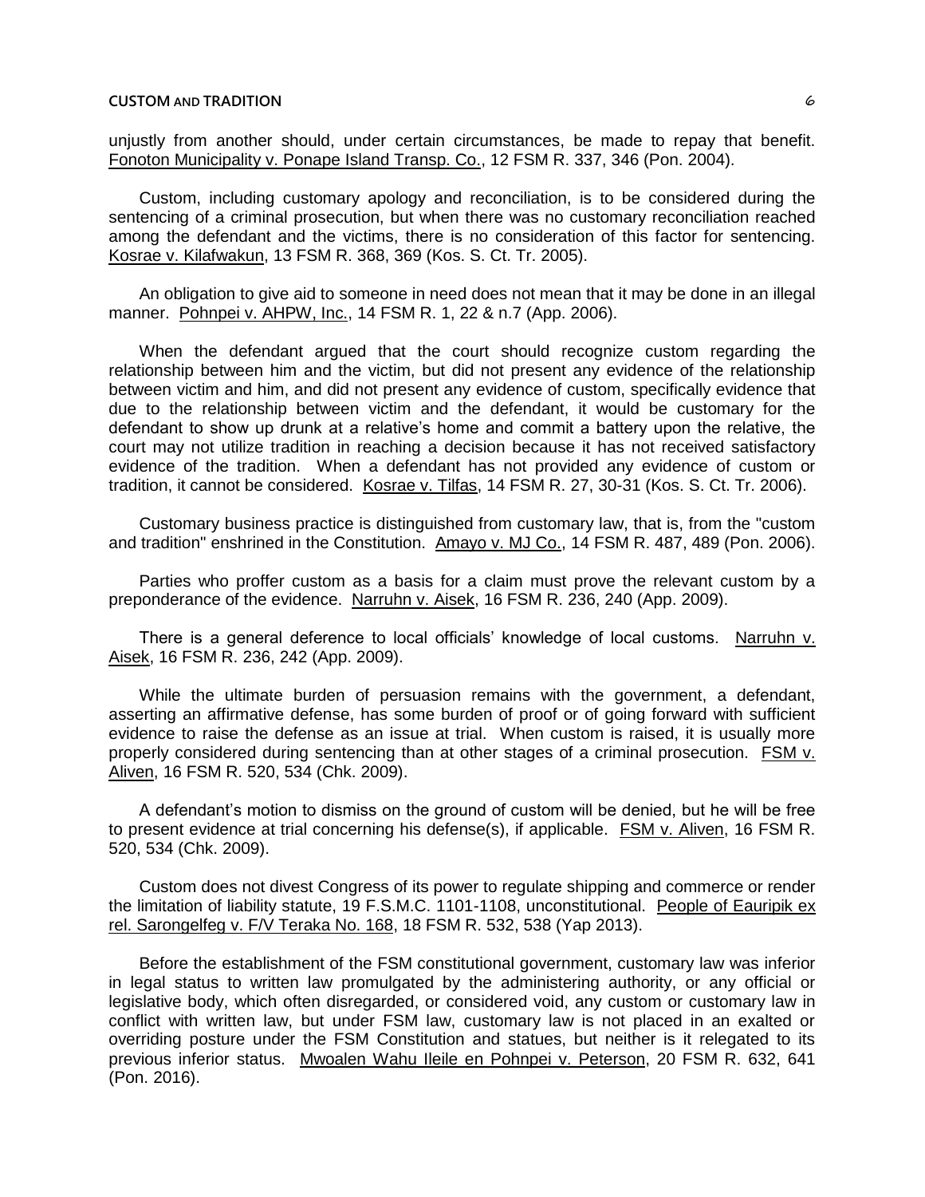unjustly from another should, under certain circumstances, be made to repay that benefit. Fonoton Municipality v. Ponape Island Transp. Co., 12 FSM R. 337, 346 (Pon. 2004).

Custom, including customary apology and reconciliation, is to be considered during the sentencing of a criminal prosecution, but when there was no customary reconciliation reached among the defendant and the victims, there is no consideration of this factor for sentencing. Kosrae v. Kilafwakun, 13 FSM R. 368, 369 (Kos. S. Ct. Tr. 2005).

An obligation to give aid to someone in need does not mean that it may be done in an illegal manner. Pohnpei v. AHPW, Inc., 14 FSM R. 1, 22 & n.7 (App. 2006).

When the defendant argued that the court should recognize custom regarding the relationship between him and the victim, but did not present any evidence of the relationship between victim and him, and did not present any evidence of custom, specifically evidence that due to the relationship between victim and the defendant, it would be customary for the defendant to show up drunk at a relative's home and commit a battery upon the relative, the court may not utilize tradition in reaching a decision because it has not received satisfactory evidence of the tradition. When a defendant has not provided any evidence of custom or tradition, it cannot be considered. Kosrae v. Tilfas, 14 FSM R. 27, 30-31 (Kos. S. Ct. Tr. 2006).

Customary business practice is distinguished from customary law, that is, from the "custom and tradition" enshrined in the Constitution. Amayo v. MJ Co., 14 FSM R. 487, 489 (Pon. 2006).

Parties who proffer custom as a basis for a claim must prove the relevant custom by a preponderance of the evidence. Narruhn v. Aisek, 16 FSM R. 236, 240 (App. 2009).

There is a general deference to local officials' knowledge of local customs. Narruhn v. Aisek, 16 FSM R. 236, 242 (App. 2009).

While the ultimate burden of persuasion remains with the government, a defendant, asserting an affirmative defense, has some burden of proof or of going forward with sufficient evidence to raise the defense as an issue at trial. When custom is raised, it is usually more properly considered during sentencing than at other stages of a criminal prosecution. FSM v. Aliven, 16 FSM R. 520, 534 (Chk. 2009).

A defendant's motion to dismiss on the ground of custom will be denied, but he will be free to present evidence at trial concerning his defense(s), if applicable. FSM v. Aliven, 16 FSM R. 520, 534 (Chk. 2009).

Custom does not divest Congress of its power to regulate shipping and commerce or render the limitation of liability statute, 19 F.S.M.C. 1101-1108, unconstitutional. People of Eauripik ex rel. Sarongelfeg v. F/V Teraka No. 168, 18 FSM R. 532, 538 (Yap 2013).

Before the establishment of the FSM constitutional government, customary law was inferior in legal status to written law promulgated by the administering authority, or any official or legislative body, which often disregarded, or considered void, any custom or customary law in conflict with written law, but under FSM law, customary law is not placed in an exalted or overriding posture under the FSM Constitution and statues, but neither is it relegated to its previous inferior status. Mwoalen Wahu Ileile en Pohnpei v. Peterson, 20 FSM R. 632, 641 (Pon. 2016).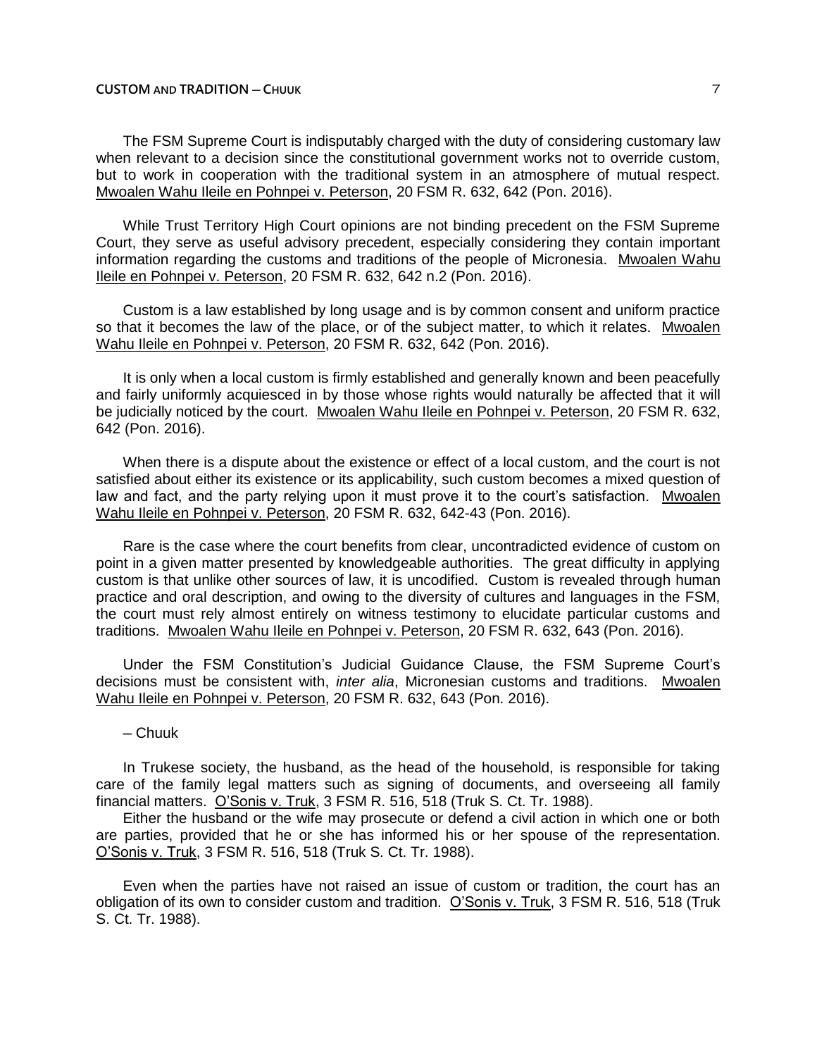The FSM Supreme Court is indisputably charged with the duty of considering customary law when relevant to a decision since the constitutional government works not to override custom, but to work in cooperation with the traditional system in an atmosphere of mutual respect. Mwoalen Wahu Ileile en Pohnpei v. Peterson, 20 FSM R. 632, 642 (Pon. 2016).

While Trust Territory High Court opinions are not binding precedent on the FSM Supreme Court, they serve as useful advisory precedent, especially considering they contain important information regarding the customs and traditions of the people of Micronesia. Mwoalen Wahu Ileile en Pohnpei v. Peterson, 20 FSM R. 632, 642 n.2 (Pon. 2016).

Custom is a law established by long usage and is by common consent and uniform practice so that it becomes the law of the place, or of the subject matter, to which it relates. Mwoalen Wahu Ileile en Pohnpei v. Peterson, 20 FSM R. 632, 642 (Pon. 2016).

It is only when a local custom is firmly established and generally known and been peacefully and fairly uniformly acquiesced in by those whose rights would naturally be affected that it will be judicially noticed by the court. Mwoalen Wahu Ileile en Pohnpei v. Peterson, 20 FSM R. 632, 642 (Pon. 2016).

When there is a dispute about the existence or effect of a local custom, and the court is not satisfied about either its existence or its applicability, such custom becomes a mixed question of law and fact, and the party relying upon it must prove it to the court's satisfaction. Mwoalen Wahu Ileile en Pohnpei v. Peterson, 20 FSM R. 632, 642-43 (Pon. 2016).

Rare is the case where the court benefits from clear, uncontradicted evidence of custom on point in a given matter presented by knowledgeable authorities. The great difficulty in applying custom is that unlike other sources of law, it is uncodified. Custom is revealed through human practice and oral description, and owing to the diversity of cultures and languages in the FSM, the court must rely almost entirely on witness testimony to elucidate particular customs and traditions. Mwoalen Wahu Ileile en Pohnpei v. Peterson, 20 FSM R. 632, 643 (Pon. 2016).

Under the FSM Constitution's Judicial Guidance Clause, the FSM Supreme Court's decisions must be consistent with, *inter alia*, Micronesian customs and traditions. Mwoalen Wahu Ileile en Pohnpei v. Peterson, 20 FSM R. 632, 643 (Pon. 2016).

– Chuuk

In Trukese society, the husband, as the head of the household, is responsible for taking care of the family legal matters such as signing of documents, and overseeing all family financial matters. O'Sonis v. Truk, 3 FSM R. 516, 518 (Truk S. Ct. Tr. 1988).

Either the husband or the wife may prosecute or defend a civil action in which one or both are parties, provided that he or she has informed his or her spouse of the representation. O'Sonis v. Truk, 3 FSM R. 516, 518 (Truk S. Ct. Tr. 1988).

Even when the parties have not raised an issue of custom or tradition, the court has an obligation of its own to consider custom and tradition. O'Sonis v. Truk, 3 FSM R. 516, 518 (Truk S. Ct. Tr. 1988).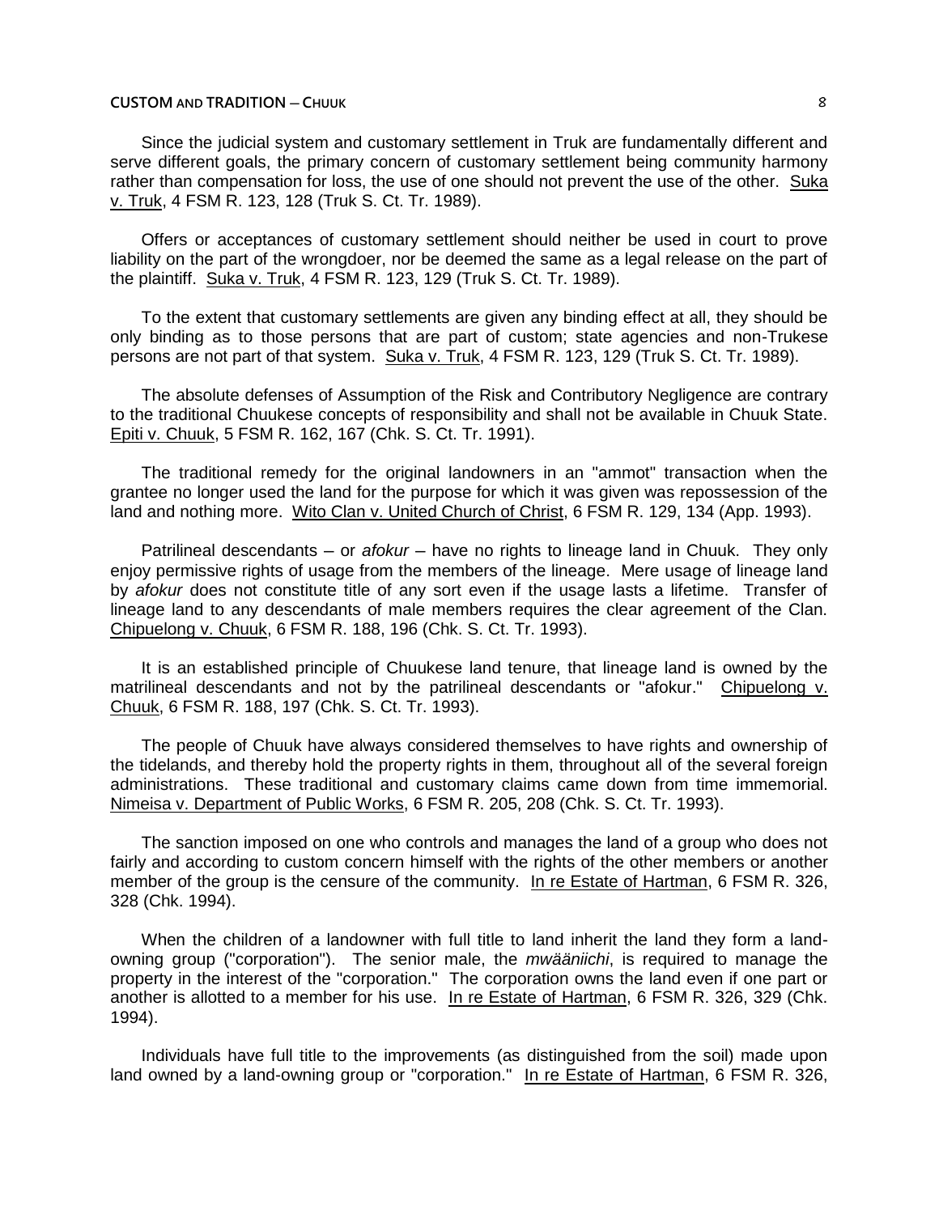Since the judicial system and customary settlement in Truk are fundamentally different and serve different goals, the primary concern of customary settlement being community harmony rather than compensation for loss, the use of one should not prevent the use of the other. Suka v. Truk, 4 FSM R. 123, 128 (Truk S. Ct. Tr. 1989).

Offers or acceptances of customary settlement should neither be used in court to prove liability on the part of the wrongdoer, nor be deemed the same as a legal release on the part of the plaintiff. Suka v. Truk, 4 FSM R. 123, 129 (Truk S. Ct. Tr. 1989).

To the extent that customary settlements are given any binding effect at all, they should be only binding as to those persons that are part of custom; state agencies and non-Trukese persons are not part of that system. Suka v. Truk, 4 FSM R. 123, 129 (Truk S. Ct. Tr. 1989).

The absolute defenses of Assumption of the Risk and Contributory Negligence are contrary to the traditional Chuukese concepts of responsibility and shall not be available in Chuuk State. Epiti v. Chuuk, 5 FSM R. 162, 167 (Chk. S. Ct. Tr. 1991).

The traditional remedy for the original landowners in an "ammot" transaction when the grantee no longer used the land for the purpose for which it was given was repossession of the land and nothing more. Wito Clan v. United Church of Christ, 6 FSM R. 129, 134 (App. 1993).

Patrilineal descendants – or *afokur* – have no rights to lineage land in Chuuk. They only enjoy permissive rights of usage from the members of the lineage. Mere usage of lineage land by *afokur* does not constitute title of any sort even if the usage lasts a lifetime. Transfer of lineage land to any descendants of male members requires the clear agreement of the Clan. Chipuelong v. Chuuk, 6 FSM R. 188, 196 (Chk. S. Ct. Tr. 1993).

It is an established principle of Chuukese land tenure, that lineage land is owned by the matrilineal descendants and not by the patrilineal descendants or "afokur." Chipuelong v. Chuuk, 6 FSM R. 188, 197 (Chk. S. Ct. Tr. 1993).

The people of Chuuk have always considered themselves to have rights and ownership of the tidelands, and thereby hold the property rights in them, throughout all of the several foreign administrations. These traditional and customary claims came down from time immemorial. Nimeisa v. Department of Public Works, 6 FSM R. 205, 208 (Chk. S. Ct. Tr. 1993).

The sanction imposed on one who controls and manages the land of a group who does not fairly and according to custom concern himself with the rights of the other members or another member of the group is the censure of the community. In re Estate of Hartman, 6 FSM R. 326, 328 (Chk. 1994).

When the children of a landowner with full title to land inherit the land they form a land-owning group ("corporation"). The senior male, the *mwääniichi*, is required to manage the property in the interest of the "corporation." The corporation owns the land even if one part or another is allotted to a member for his use. In re Estate of Hartman, 6 FSM R. 326, 329 (Chk. 1994).

Individuals have full title to the improvements (as distinguished from the soil) made upon land owned by a land-owning group or "corporation." In re Estate of Hartman, 6 FSM R. 326,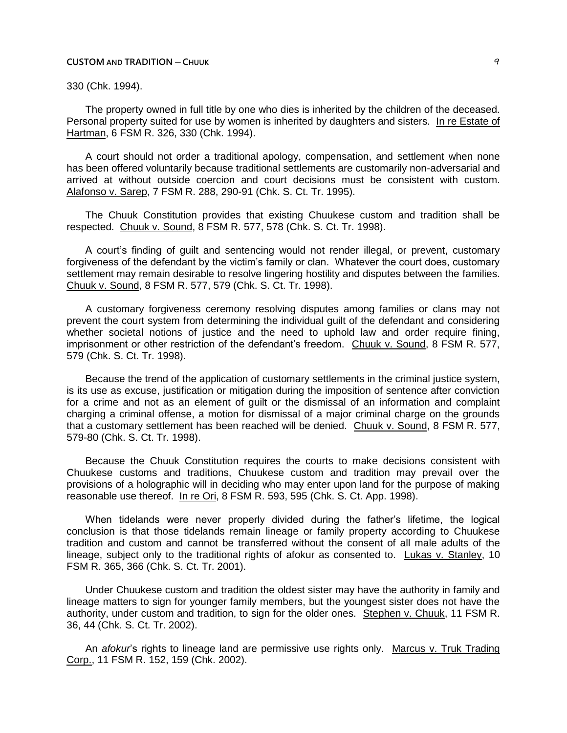330 (Chk. 1994).

The property owned in full title by one who dies is inherited by the children of the deceased. Personal property suited for use by women is inherited by daughters and sisters. In re Estate of Hartman, 6 FSM R. 326, 330 (Chk. 1994).

A court should not order a traditional apology, compensation, and settlement when none has been offered voluntarily because traditional settlements are customarily non-adversarial and arrived at without outside coercion and court decisions must be consistent with custom. Alafonso v. Sarep, 7 FSM R. 288, 290-91 (Chk. S. Ct. Tr. 1995).

The Chuuk Constitution provides that existing Chuukese custom and tradition shall be respected. Chuuk v. Sound, 8 FSM R. 577, 578 (Chk. S. Ct. Tr. 1998).

A court's finding of guilt and sentencing would not render illegal, or prevent, customary forgiveness of the defendant by the victim's family or clan. Whatever the court does, customary settlement may remain desirable to resolve lingering hostility and disputes between the families. Chuuk v. Sound, 8 FSM R. 577, 579 (Chk. S. Ct. Tr. 1998).

A customary forgiveness ceremony resolving disputes among families or clans may not prevent the court system from determining the individual guilt of the defendant and considering whether societal notions of justice and the need to uphold law and order require fining, imprisonment or other restriction of the defendant's freedom. Chuuk v. Sound, 8 FSM R. 577, 579 (Chk. S. Ct. Tr. 1998).

Because the trend of the application of customary settlements in the criminal justice system, is its use as excuse, justification or mitigation during the imposition of sentence after conviction for a crime and not as an element of guilt or the dismissal of an information and complaint charging a criminal offense, a motion for dismissal of a major criminal charge on the grounds that a customary settlement has been reached will be denied. Chuuk v. Sound, 8 FSM R. 577, 579-80 (Chk. S. Ct. Tr. 1998).

Because the Chuuk Constitution requires the courts to make decisions consistent with Chuukese customs and traditions, Chuukese custom and tradition may prevail over the provisions of a holographic will in deciding who may enter upon land for the purpose of making reasonable use thereof. In re Ori, 8 FSM R. 593, 595 (Chk. S. Ct. App. 1998).

When tidelands were never properly divided during the father's lifetime, the logical conclusion is that those tidelands remain lineage or family property according to Chuukese tradition and custom and cannot be transferred without the consent of all male adults of the lineage, subject only to the traditional rights of afokur as consented to. Lukas v. Stanley, 10 FSM R. 365, 366 (Chk. S. Ct. Tr. 2001).

Under Chuukese custom and tradition the oldest sister may have the authority in family and lineage matters to sign for younger family members, but the youngest sister does not have the authority, under custom and tradition, to sign for the older ones. Stephen v. Chuuk, 11 FSM R. 36, 44 (Chk. S. Ct. Tr. 2002).

An *afokur*'s rights to lineage land are permissive use rights only. Marcus v. Truk Trading Corp., 11 FSM R. 152, 159 (Chk. 2002).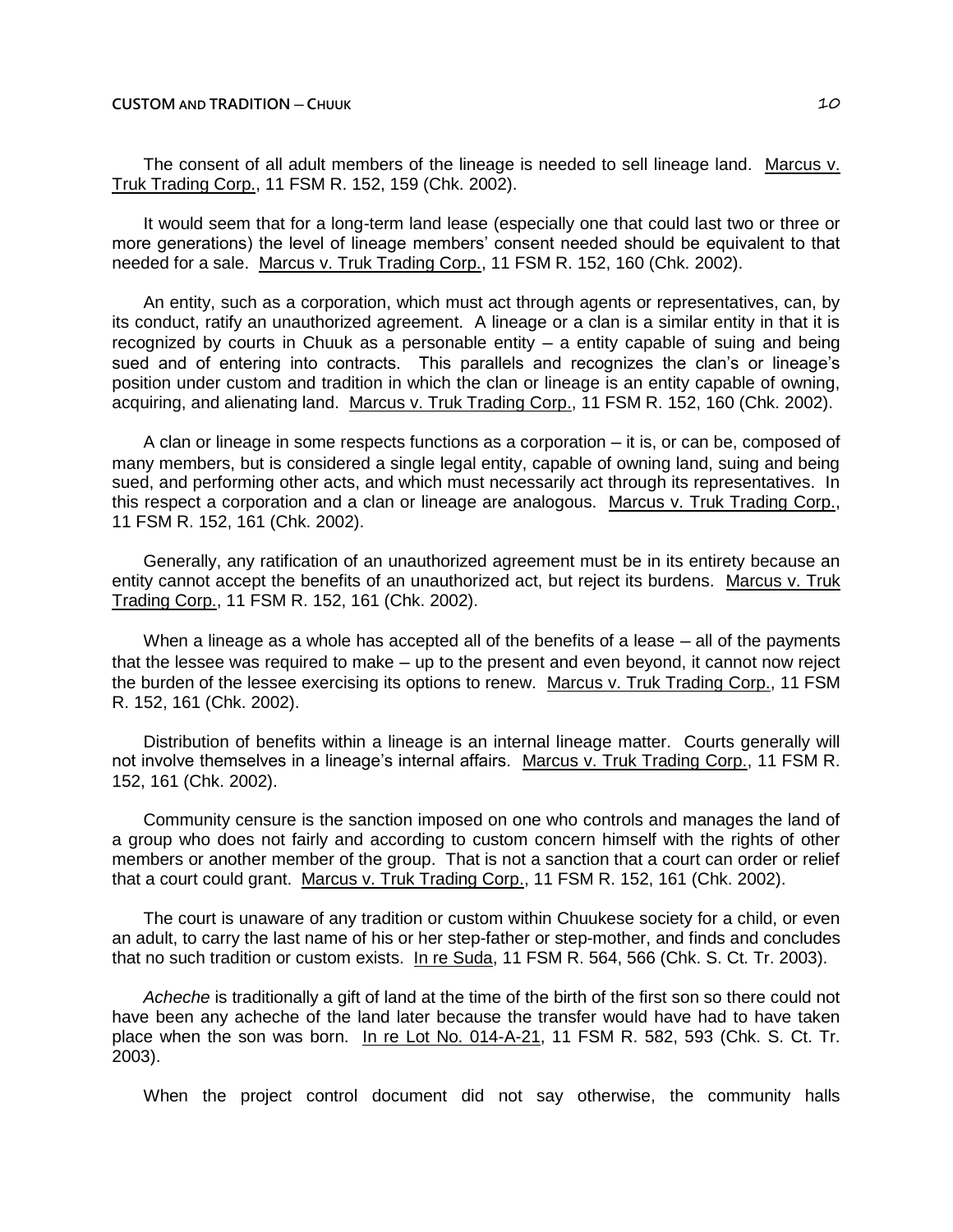The consent of all adult members of the lineage is needed to sell lineage land. Marcus v. Truk Trading Corp., 11 FSM R. 152, 159 (Chk. 2002).

It would seem that for a long-term land lease (especially one that could last two or three or more generations) the level of lineage members' consent needed should be equivalent to that needed for a sale. Marcus v. Truk Trading Corp., 11 FSM R. 152, 160 (Chk. 2002).

An entity, such as a corporation, which must act through agents or representatives, can, by its conduct, ratify an unauthorized agreement. A lineage or a clan is a similar entity in that it is recognized by courts in Chuuk as a personable entity – a entity capable of suing and being sued and of entering into contracts. This parallels and recognizes the clan's or lineage's position under custom and tradition in which the clan or lineage is an entity capable of owning, acquiring, and alienating land. Marcus v. Truk Trading Corp., 11 FSM R. 152, 160 (Chk. 2002).

A clan or lineage in some respects functions as a corporation – it is, or can be, composed of many members, but is considered a single legal entity, capable of owning land, suing and being sued, and performing other acts, and which must necessarily act through its representatives. In this respect a corporation and a clan or lineage are analogous. Marcus v. Truk Trading Corp., 11 FSM R. 152, 161 (Chk. 2002).

Generally, any ratification of an unauthorized agreement must be in its entirety because an entity cannot accept the benefits of an unauthorized act, but reject its burdens. Marcus v. Truk Trading Corp., 11 FSM R. 152, 161 (Chk. 2002).

When a lineage as a whole has accepted all of the benefits of a lease – all of the payments that the lessee was required to make – up to the present and even beyond, it cannot now reject the burden of the lessee exercising its options to renew. Marcus v. Truk Trading Corp., 11 FSM R. 152, 161 (Chk. 2002).

Distribution of benefits within a lineage is an internal lineage matter. Courts generally will not involve themselves in a lineage's internal affairs. Marcus v. Truk Trading Corp., 11 FSM R. 152, 161 (Chk. 2002).

Community censure is the sanction imposed on one who controls and manages the land of a group who does not fairly and according to custom concern himself with the rights of other members or another member of the group. That is not a sanction that a court can order or relief that a court could grant. Marcus v. Truk Trading Corp., 11 FSM R. 152, 161 (Chk. 2002).

The court is unaware of any tradition or custom within Chuukese society for a child, or even an adult, to carry the last name of his or her step-father or step-mother, and finds and concludes that no such tradition or custom exists. In re Suda, 11 FSM R. 564, 566 (Chk. S. Ct. Tr. 2003).

*Acheche* is traditionally a gift of land at the time of the birth of the first son so there could not have been any acheche of the land later because the transfer would have had to have taken place when the son was born. In re Lot No. 014-A-21, 11 FSM R. 582, 593 (Chk. S. Ct. Tr. 2003).

When the project control document did not say otherwise, the community halls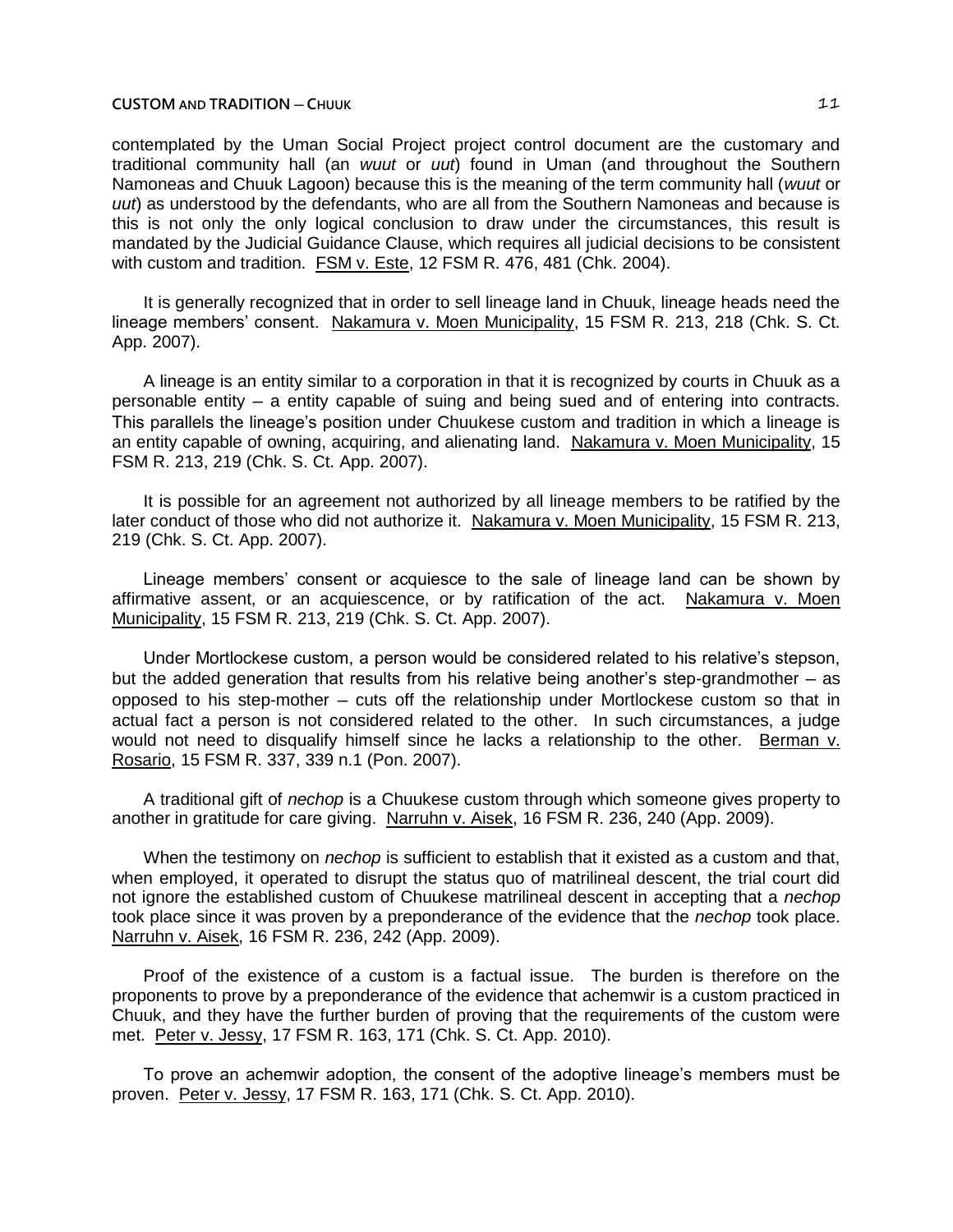contemplated by the Uman Social Project project control document are the customary and traditional community hall (an *wuut* or *uut*) found in Uman (and throughout the Southern Namoneas and Chuuk Lagoon) because this is the meaning of the term community hall (*wuut* or *uut*) as understood by the defendants, who are all from the Southern Namoneas and because is this is not only the only logical conclusion to draw under the circumstances, this result is mandated by the Judicial Guidance Clause, which requires all judicial decisions to be consistent with custom and tradition. FSM v. Este, 12 FSM R. 476, 481 (Chk. 2004).

It is generally recognized that in order to sell lineage land in Chuuk, lineage heads need the lineage members' consent. Nakamura v. Moen Municipality, 15 FSM R. 213, 218 (Chk. S. Ct. App. 2007).

A lineage is an entity similar to a corporation in that it is recognized by courts in Chuuk as a personable entity – a entity capable of suing and being sued and of entering into contracts. This parallels the lineage's position under Chuukese custom and tradition in which a lineage is an entity capable of owning, acquiring, and alienating land. Nakamura v. Moen Municipality, 15 FSM R. 213, 219 (Chk. S. Ct. App. 2007).

It is possible for an agreement not authorized by all lineage members to be ratified by the later conduct of those who did not authorize it. Nakamura v. Moen Municipality, 15 FSM R. 213, 219 (Chk. S. Ct. App. 2007).

Lineage members' consent or acquiesce to the sale of lineage land can be shown by affirmative assent, or an acquiescence, or by ratification of the act. Nakamura v. Moen Municipality, 15 FSM R. 213, 219 (Chk. S. Ct. App. 2007).

Under Mortlockese custom, a person would be considered related to his relative's stepson, but the added generation that results from his relative being another's step-grandmother – as opposed to his step-mother – cuts off the relationship under Mortlockese custom so that in actual fact a person is not considered related to the other. In such circumstances, a judge would not need to disqualify himself since he lacks a relationship to the other. Berman v. Rosario, 15 FSM R. 337, 339 n.1 (Pon. 2007).

A traditional gift of *nechop* is a Chuukese custom through which someone gives property to another in gratitude for care giving. Narruhn v. Aisek, 16 FSM R. 236, 240 (App. 2009).

When the testimony on *nechop* is sufficient to establish that it existed as a custom and that, when employed, it operated to disrupt the status quo of matrilineal descent, the trial court did not ignore the established custom of Chuukese matrilineal descent in accepting that a *nechop* took place since it was proven by a preponderance of the evidence that the *nechop* took place. Narruhn v. Aisek, 16 FSM R. 236, 242 (App. 2009).

Proof of the existence of a custom is a factual issue. The burden is therefore on the proponents to prove by a preponderance of the evidence that achemwir is a custom practiced in Chuuk, and they have the further burden of proving that the requirements of the custom were met. Peter v. Jessy, 17 FSM R. 163, 171 (Chk. S. Ct. App. 2010).

To prove an achemwir adoption, the consent of the adoptive lineage's members must be proven. Peter v. Jessy, 17 FSM R. 163, 171 (Chk. S. Ct. App. 2010).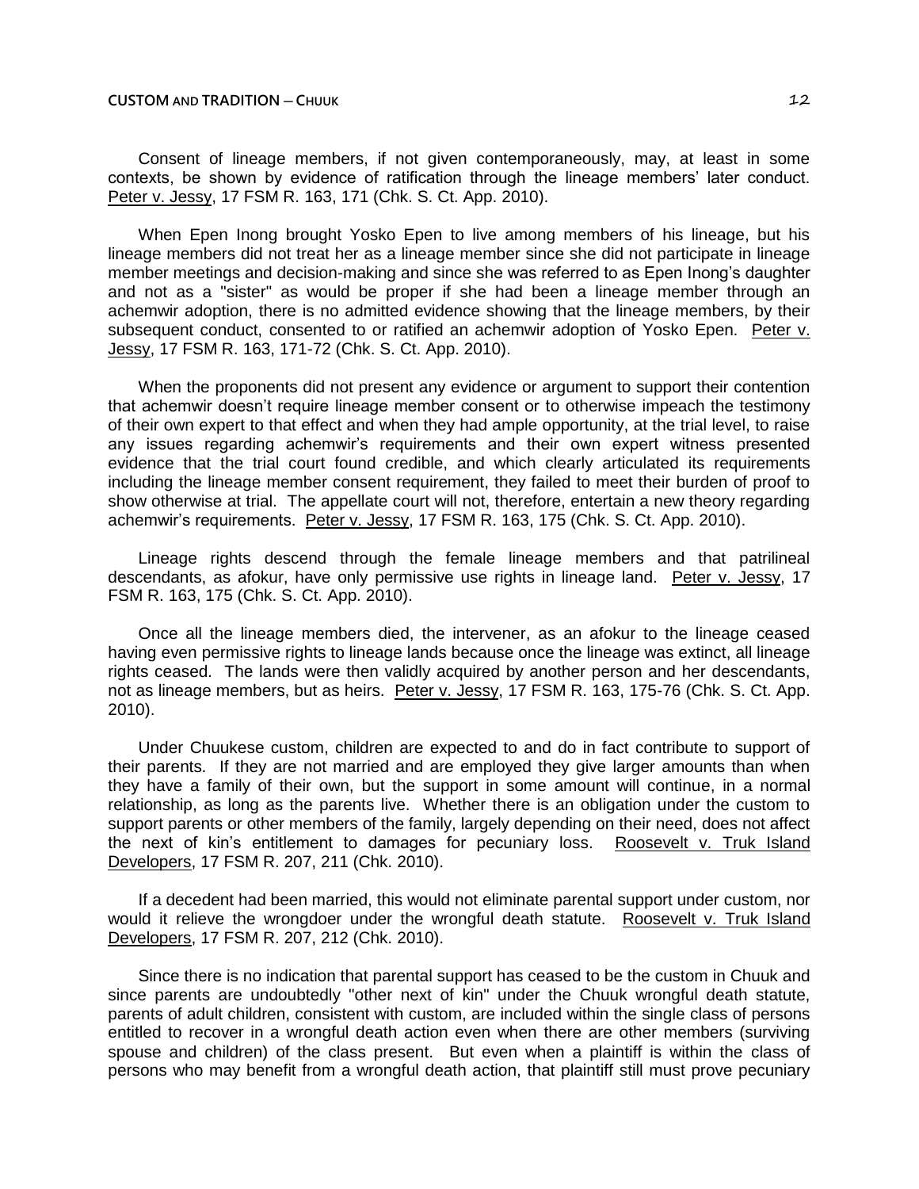Consent of lineage members, if not given contemporaneously, may, at least in some contexts, be shown by evidence of ratification through the lineage members' later conduct. Peter v. Jessy, 17 FSM R. 163, 171 (Chk. S. Ct. App. 2010).

When Epen Inong brought Yosko Epen to live among members of his lineage, but his lineage members did not treat her as a lineage member since she did not participate in lineage member meetings and decision-making and since she was referred to as Epen Inong's daughter and not as a "sister" as would be proper if she had been a lineage member through an achemwir adoption, there is no admitted evidence showing that the lineage members, by their subsequent conduct, consented to or ratified an achemwir adoption of Yosko Epen. Peter v. Jessy, 17 FSM R. 163, 171-72 (Chk. S. Ct. App. 2010).

When the proponents did not present any evidence or argument to support their contention that achemwir doesn't require lineage member consent or to otherwise impeach the testimony of their own expert to that effect and when they had ample opportunity, at the trial level, to raise any issues regarding achemwir's requirements and their own expert witness presented evidence that the trial court found credible, and which clearly articulated its requirements including the lineage member consent requirement, they failed to meet their burden of proof to show otherwise at trial. The appellate court will not, therefore, entertain a new theory regarding achemwir's requirements. Peter v. Jessy, 17 FSM R. 163, 175 (Chk. S. Ct. App. 2010).

Lineage rights descend through the female lineage members and that patrilineal descendants, as afokur, have only permissive use rights in lineage land. Peter v. Jessy, 17 FSM R. 163, 175 (Chk. S. Ct. App. 2010).

Once all the lineage members died, the intervener, as an afokur to the lineage ceased having even permissive rights to lineage lands because once the lineage was extinct, all lineage rights ceased. The lands were then validly acquired by another person and her descendants, not as lineage members, but as heirs. Peter v. Jessy, 17 FSM R. 163, 175-76 (Chk. S. Ct. App. 2010).

Under Chuukese custom, children are expected to and do in fact contribute to support of their parents. If they are not married and are employed they give larger amounts than when they have a family of their own, but the support in some amount will continue, in a normal relationship, as long as the parents live. Whether there is an obligation under the custom to support parents or other members of the family, largely depending on their need, does not affect the next of kin's entitlement to damages for pecuniary loss. Roosevelt v. Truk Island Developers, 17 FSM R. 207, 211 (Chk. 2010).

If a decedent had been married, this would not eliminate parental support under custom, nor would it relieve the wrongdoer under the wrongful death statute. Roosevelt v. Truk Island Developers, 17 FSM R. 207, 212 (Chk. 2010).

Since there is no indication that parental support has ceased to be the custom in Chuuk and since parents are undoubtedly "other next of kin" under the Chuuk wrongful death statute, parents of adult children, consistent with custom, are included within the single class of persons entitled to recover in a wrongful death action even when there are other members (surviving spouse and children) of the class present. But even when a plaintiff is within the class of persons who may benefit from a wrongful death action, that plaintiff still must prove pecuniary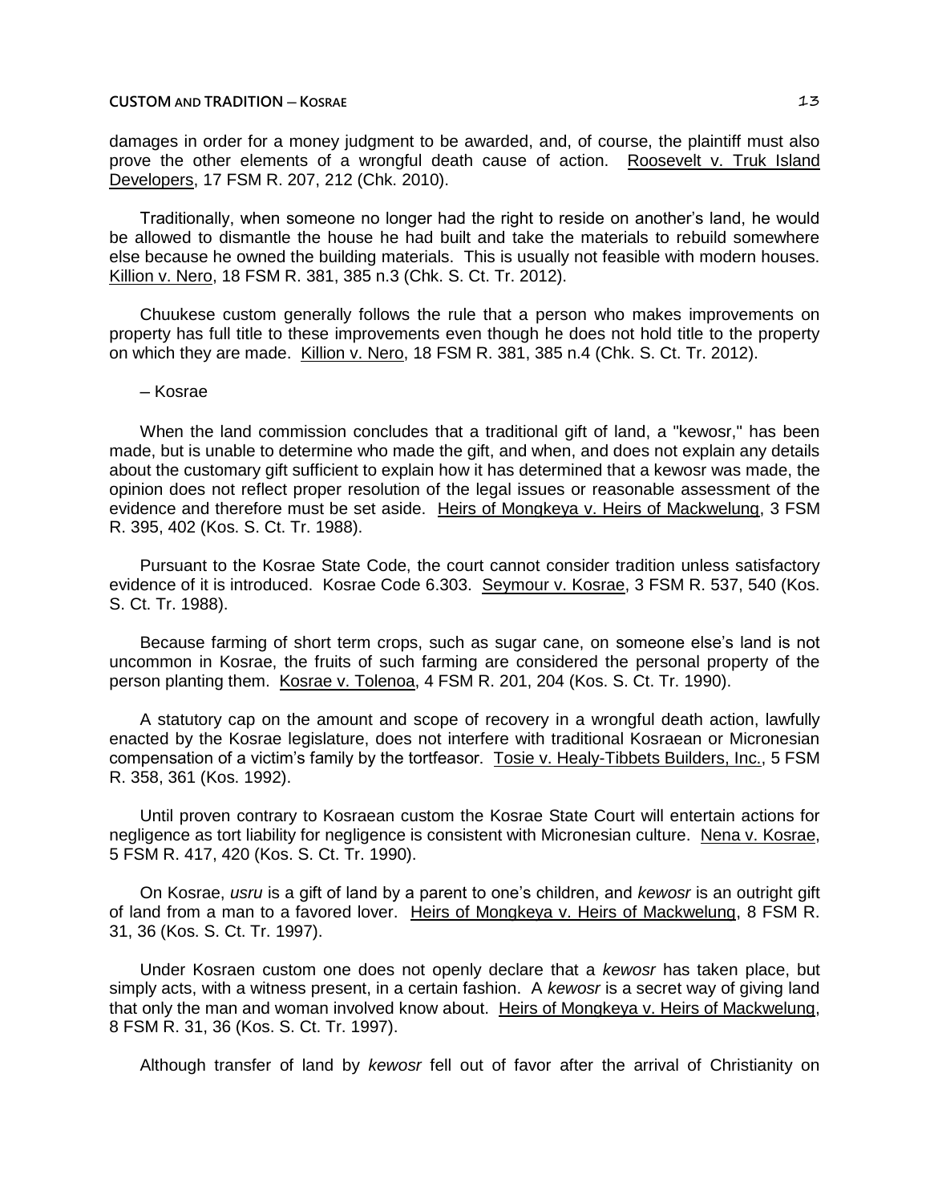damages in order for a money judgment to be awarded, and, of course, the plaintiff must also prove the other elements of a wrongful death cause of action. Roosevelt v. Truk Island Developers, 17 FSM R. 207, 212 (Chk. 2010).

Traditionally, when someone no longer had the right to reside on another's land, he would be allowed to dismantle the house he had built and take the materials to rebuild somewhere else because he owned the building materials. This is usually not feasible with modern houses. Killion v. Nero, 18 FSM R. 381, 385 n.3 (Chk. S. Ct. Tr. 2012).

Chuukese custom generally follows the rule that a person who makes improvements on property has full title to these improvements even though he does not hold title to the property on which they are made. Killion v. Nero, 18 FSM R. 381, 385 n.4 (Chk. S. Ct. Tr. 2012).

– Kosrae

When the land commission concludes that a traditional gift of land, a "kewosr," has been made, but is unable to determine who made the gift, and when, and does not explain any details about the customary gift sufficient to explain how it has determined that a kewosr was made, the opinion does not reflect proper resolution of the legal issues or reasonable assessment of the evidence and therefore must be set aside. Heirs of Mongkeya v. Heirs of Mackwelung, 3 FSM R. 395, 402 (Kos. S. Ct. Tr. 1988).

Pursuant to the Kosrae State Code, the court cannot consider tradition unless satisfactory evidence of it is introduced. Kosrae Code 6.303. Seymour v. Kosrae, 3 FSM R. 537, 540 (Kos. S. Ct. Tr. 1988).

Because farming of short term crops, such as sugar cane, on someone else's land is not uncommon in Kosrae, the fruits of such farming are considered the personal property of the person planting them. Kosrae v. Tolenoa, 4 FSM R. 201, 204 (Kos. S. Ct. Tr. 1990).

A statutory cap on the amount and scope of recovery in a wrongful death action, lawfully enacted by the Kosrae legislature, does not interfere with traditional Kosraean or Micronesian compensation of a victim's family by the tortfeasor. Tosie v. Healy-Tibbets Builders, Inc., 5 FSM R. 358, 361 (Kos. 1992).

Until proven contrary to Kosraean custom the Kosrae State Court will entertain actions for negligence as tort liability for negligence is consistent with Micronesian culture. Nena v. Kosrae, 5 FSM R. 417, 420 (Kos. S. Ct. Tr. 1990).

On Kosrae, *usru* is a gift of land by a parent to one's children, and *kewosr* is an outright gift of land from a man to a favored lover. Heirs of Mongkeya v. Heirs of Mackwelung, 8 FSM R. 31, 36 (Kos. S. Ct. Tr. 1997).

Under Kosraen custom one does not openly declare that a *kewosr* has taken place, but simply acts, with a witness present, in a certain fashion. A *kewosr* is a secret way of giving land that only the man and woman involved know about. Heirs of Mongkeya v. Heirs of Mackwelung, 8 FSM R. 31, 36 (Kos. S. Ct. Tr. 1997).

Although transfer of land by *kewosr* fell out of favor after the arrival of Christianity on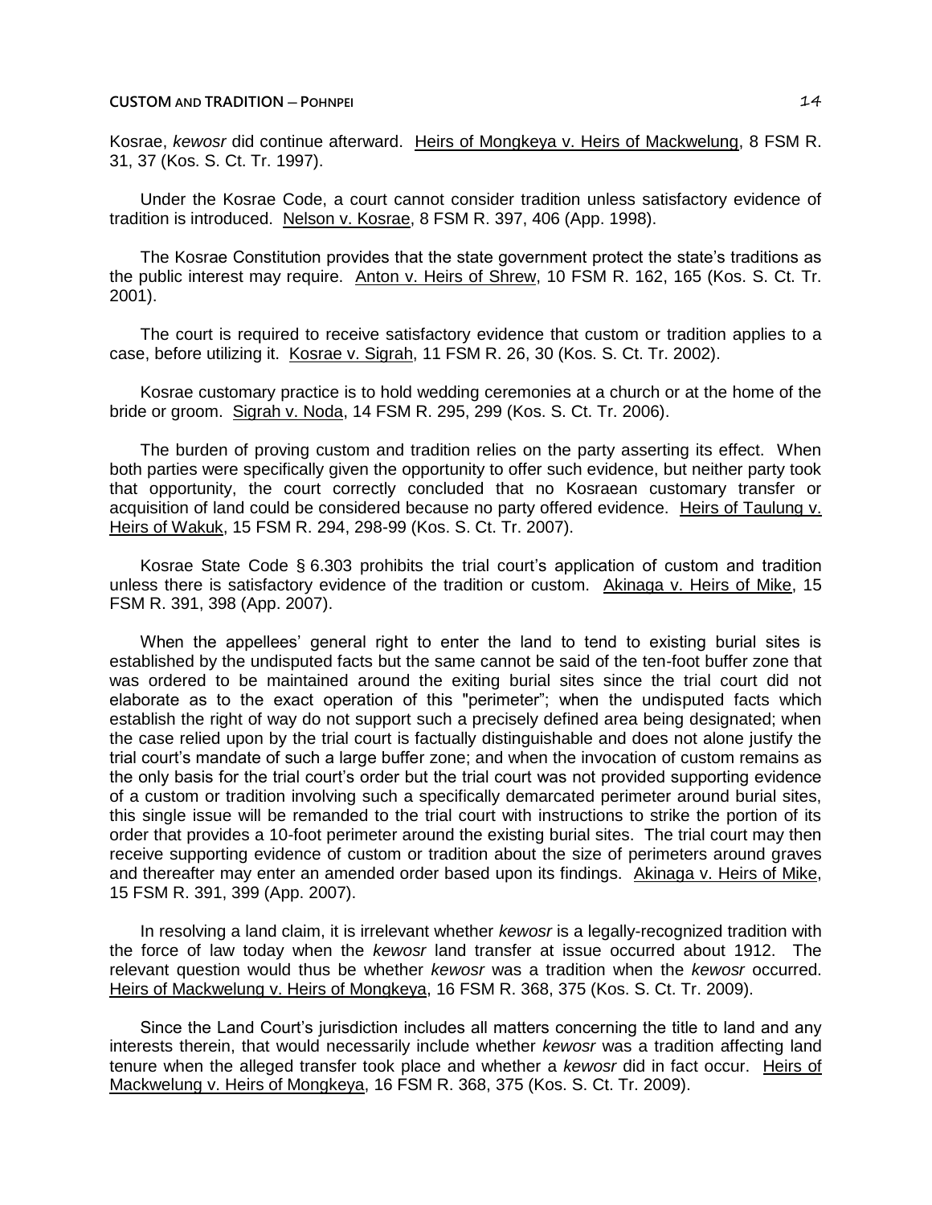Kosrae, *kewosr* did continue afterward. Heirs of Mongkeya v. Heirs of Mackwelung, 8 FSM R. 31, 37 (Kos. S. Ct. Tr. 1997).

Under the Kosrae Code, a court cannot consider tradition unless satisfactory evidence of tradition is introduced. Nelson v. Kosrae, 8 FSM R. 397, 406 (App. 1998).

The Kosrae Constitution provides that the state government protect the state's traditions as the public interest may require. Anton v. Heirs of Shrew, 10 FSM R. 162, 165 (Kos. S. Ct. Tr. 2001).

The court is required to receive satisfactory evidence that custom or tradition applies to a case, before utilizing it. Kosrae v. Sigrah, 11 FSM R. 26, 30 (Kos. S. Ct. Tr. 2002).

Kosrae customary practice is to hold wedding ceremonies at a church or at the home of the bride or groom. Sigrah v. Noda, 14 FSM R. 295, 299 (Kos. S. Ct. Tr. 2006).

The burden of proving custom and tradition relies on the party asserting its effect. When both parties were specifically given the opportunity to offer such evidence, but neither party took that opportunity, the court correctly concluded that no Kosraean customary transfer or acquisition of land could be considered because no party offered evidence. Heirs of Taulung v. Heirs of Wakuk, 15 FSM R. 294, 298-99 (Kos. S. Ct. Tr. 2007).

Kosrae State Code § 6.303 prohibits the trial court's application of custom and tradition unless there is satisfactory evidence of the tradition or custom. Akinaga v. Heirs of Mike, 15 FSM R. 391, 398 (App. 2007).

When the appellees' general right to enter the land to tend to existing burial sites is established by the undisputed facts but the same cannot be said of the ten-foot buffer zone that was ordered to be maintained around the exiting burial sites since the trial court did not elaborate as to the exact operation of this "perimeter"; when the undisputed facts which establish the right of way do not support such a precisely defined area being designated; when the case relied upon by the trial court is factually distinguishable and does not alone justify the trial court's mandate of such a large buffer zone; and when the invocation of custom remains as the only basis for the trial court's order but the trial court was not provided supporting evidence of a custom or tradition involving such a specifically demarcated perimeter around burial sites, this single issue will be remanded to the trial court with instructions to strike the portion of its order that provides a 10-foot perimeter around the existing burial sites. The trial court may then receive supporting evidence of custom or tradition about the size of perimeters around graves and thereafter may enter an amended order based upon its findings. Akinaga v. Heirs of Mike, 15 FSM R. 391, 399 (App. 2007).

In resolving a land claim, it is irrelevant whether *kewosr* is a legally-recognized tradition with the force of law today when the *kewosr* land transfer at issue occurred about 1912. The relevant question would thus be whether *kewosr* was a tradition when the *kewosr* occurred. Heirs of Mackwelung v. Heirs of Mongkeya, 16 FSM R. 368, 375 (Kos. S. Ct. Tr. 2009).

Since the Land Court's jurisdiction includes all matters concerning the title to land and any interests therein, that would necessarily include whether *kewosr* was a tradition affecting land tenure when the alleged transfer took place and whether a *kewosr* did in fact occur. Heirs of Mackwelung v. Heirs of Mongkeya, 16 FSM R. 368, 375 (Kos. S. Ct. Tr. 2009).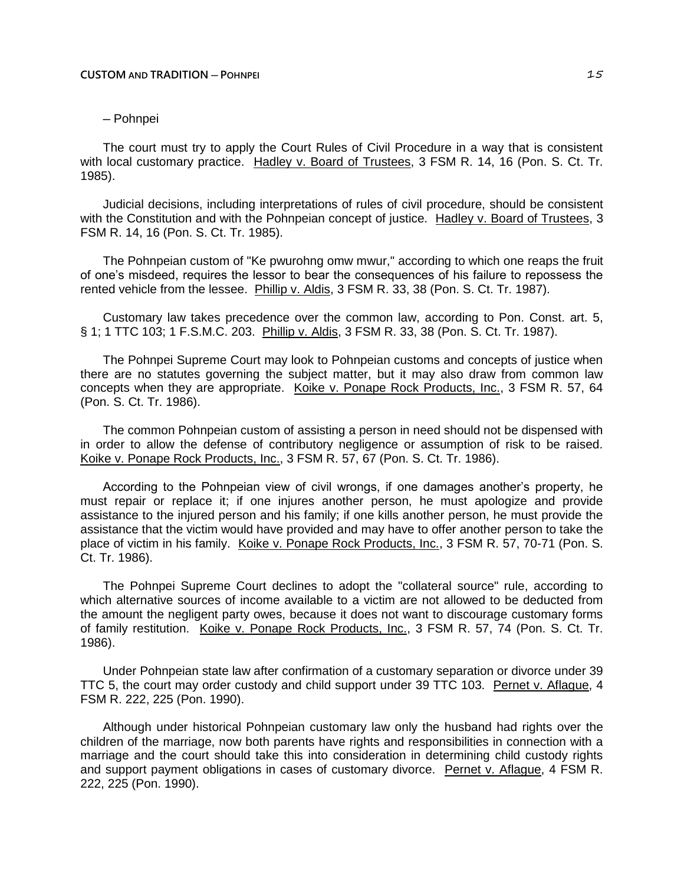– Pohnpei

The court must try to apply the Court Rules of Civil Procedure in a way that is consistent with local customary practice. Hadley v. Board of Trustees, 3 FSM R. 14, 16 (Pon. S. Ct. Tr. 1985).

Judicial decisions, including interpretations of rules of civil procedure, should be consistent with the Constitution and with the Pohnpeian concept of justice. Hadley v. Board of Trustees, 3 FSM R. 14, 16 (Pon. S. Ct. Tr. 1985).

The Pohnpeian custom of "Ke pwurohng omw mwur," according to which one reaps the fruit of one's misdeed, requires the lessor to bear the consequences of his failure to repossess the rented vehicle from the lessee. Phillip v. Aldis, 3 FSM R. 33, 38 (Pon. S. Ct. Tr. 1987).

Customary law takes precedence over the common law, according to Pon. Const. art. 5, § 1; 1 TTC 103; 1 F.S.M.C. 203. Phillip v. Aldis, 3 FSM R. 33, 38 (Pon. S. Ct. Tr. 1987).

The Pohnpei Supreme Court may look to Pohnpeian customs and concepts of justice when there are no statutes governing the subject matter, but it may also draw from common law concepts when they are appropriate. Koike v. Ponape Rock Products, Inc., 3 FSM R. 57, 64 (Pon. S. Ct. Tr. 1986).

The common Pohnpeian custom of assisting a person in need should not be dispensed with in order to allow the defense of contributory negligence or assumption of risk to be raised. Koike v. Ponape Rock Products, Inc., 3 FSM R. 57, 67 (Pon. S. Ct. Tr. 1986).

According to the Pohnpeian view of civil wrongs, if one damages another's property, he must repair or replace it; if one injures another person, he must apologize and provide assistance to the injured person and his family; if one kills another person, he must provide the assistance that the victim would have provided and may have to offer another person to take the place of victim in his family. Koike v. Ponape Rock Products, Inc., 3 FSM R. 57, 70-71 (Pon. S. Ct. Tr. 1986).

The Pohnpei Supreme Court declines to adopt the "collateral source" rule, according to which alternative sources of income available to a victim are not allowed to be deducted from the amount the negligent party owes, because it does not want to discourage customary forms of family restitution. Koike v. Ponape Rock Products, Inc., 3 FSM R. 57, 74 (Pon. S. Ct. Tr. 1986).

Under Pohnpeian state law after confirmation of a customary separation or divorce under 39 TTC 5, the court may order custody and child support under 39 TTC 103. Pernet v. Aflague, 4 FSM R. 222, 225 (Pon. 1990).

Although under historical Pohnpeian customary law only the husband had rights over the children of the marriage, now both parents have rights and responsibilities in connection with a marriage and the court should take this into consideration in determining child custody rights and support payment obligations in cases of customary divorce. Pernet v. Aflague, 4 FSM R. 222, 225 (Pon. 1990).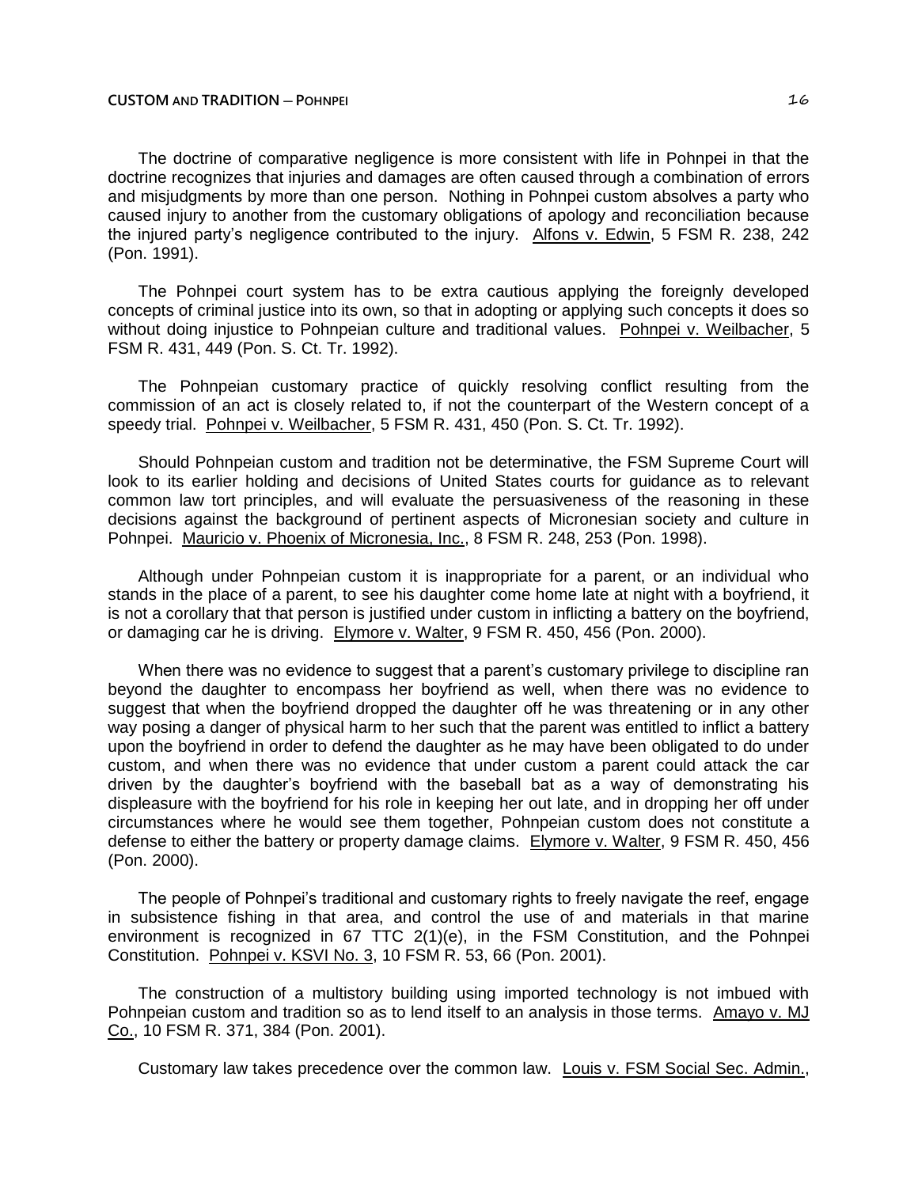The doctrine of comparative negligence is more consistent with life in Pohnpei in that the doctrine recognizes that injuries and damages are often caused through a combination of errors and misjudgments by more than one person. Nothing in Pohnpei custom absolves a party who caused injury to another from the customary obligations of apology and reconciliation because the injured party's negligence contributed to the injury. Alfons v. Edwin, 5 FSM R. 238, 242 (Pon. 1991).

The Pohnpei court system has to be extra cautious applying the foreignly developed concepts of criminal justice into its own, so that in adopting or applying such concepts it does so without doing injustice to Pohnpeian culture and traditional values. Pohnpei v. Weilbacher, 5 FSM R. 431, 449 (Pon. S. Ct. Tr. 1992).

The Pohnpeian customary practice of quickly resolving conflict resulting from the commission of an act is closely related to, if not the counterpart of the Western concept of a speedy trial. Pohnpei v. Weilbacher, 5 FSM R. 431, 450 (Pon. S. Ct. Tr. 1992).

Should Pohnpeian custom and tradition not be determinative, the FSM Supreme Court will look to its earlier holding and decisions of United States courts for guidance as to relevant common law tort principles, and will evaluate the persuasiveness of the reasoning in these decisions against the background of pertinent aspects of Micronesian society and culture in Pohnpei. Mauricio v. Phoenix of Micronesia, Inc., 8 FSM R. 248, 253 (Pon. 1998).

Although under Pohnpeian custom it is inappropriate for a parent, or an individual who stands in the place of a parent, to see his daughter come home late at night with a boyfriend, it is not a corollary that that person is justified under custom in inflicting a battery on the boyfriend, or damaging car he is driving. Elymore v. Walter, 9 FSM R. 450, 456 (Pon. 2000).

When there was no evidence to suggest that a parent's customary privilege to discipline ran beyond the daughter to encompass her boyfriend as well, when there was no evidence to suggest that when the boyfriend dropped the daughter off he was threatening or in any other way posing a danger of physical harm to her such that the parent was entitled to inflict a battery upon the boyfriend in order to defend the daughter as he may have been obligated to do under custom, and when there was no evidence that under custom a parent could attack the car driven by the daughter's boyfriend with the baseball bat as a way of demonstrating his displeasure with the boyfriend for his role in keeping her out late, and in dropping her off under circumstances where he would see them together, Pohnpeian custom does not constitute a defense to either the battery or property damage claims. Elymore v. Walter, 9 FSM R. 450, 456 (Pon. 2000).

The people of Pohnpei's traditional and customary rights to freely navigate the reef, engage in subsistence fishing in that area, and control the use of and materials in that marine environment is recognized in 67 TTC 2(1)(e), in the FSM Constitution, and the Pohnpei Constitution. Pohnpei v. KSVI No. 3, 10 FSM R. 53, 66 (Pon. 2001).

The construction of a multistory building using imported technology is not imbued with Pohnpeian custom and tradition so as to lend itself to an analysis in those terms. Amayo v. MJ Co., 10 FSM R. 371, 384 (Pon. 2001).

Customary law takes precedence over the common law. Louis v. FSM Social Sec. Admin.,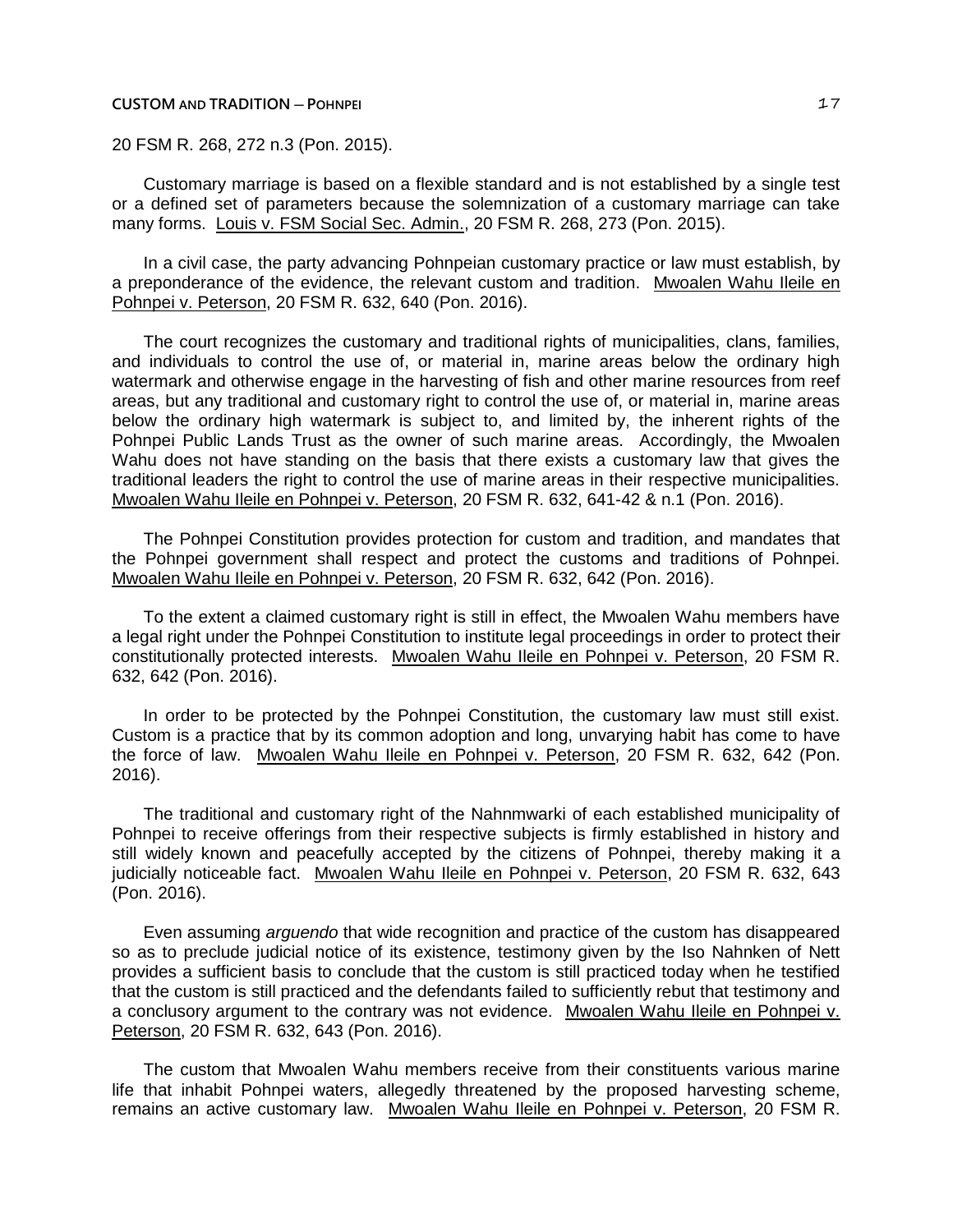20 FSM R. 268, 272 n.3 (Pon. 2015).

Customary marriage is based on a flexible standard and is not established by a single test or a defined set of parameters because the solemnization of a customary marriage can take many forms. Louis v. FSM Social Sec. Admin., 20 FSM R. 268, 273 (Pon. 2015).

In a civil case, the party advancing Pohnpeian customary practice or law must establish, by a preponderance of the evidence, the relevant custom and tradition. Mwoalen Wahu Ileile en Pohnpei v. Peterson, 20 FSM R. 632, 640 (Pon. 2016).

The court recognizes the customary and traditional rights of municipalities, clans, families, and individuals to control the use of, or material in, marine areas below the ordinary high watermark and otherwise engage in the harvesting of fish and other marine resources from reef areas, but any traditional and customary right to control the use of, or material in, marine areas below the ordinary high watermark is subject to, and limited by, the inherent rights of the Pohnpei Public Lands Trust as the owner of such marine areas. Accordingly, the Mwoalen Wahu does not have standing on the basis that there exists a customary law that gives the traditional leaders the right to control the use of marine areas in their respective municipalities. Mwoalen Wahu Ileile en Pohnpei v. Peterson, 20 FSM R. 632, 641-42 & n.1 (Pon. 2016).

The Pohnpei Constitution provides protection for custom and tradition, and mandates that the Pohnpei government shall respect and protect the customs and traditions of Pohnpei. Mwoalen Wahu Ileile en Pohnpei v. Peterson, 20 FSM R. 632, 642 (Pon. 2016).

To the extent a claimed customary right is still in effect, the Mwoalen Wahu members have a legal right under the Pohnpei Constitution to institute legal proceedings in order to protect their constitutionally protected interests. Mwoalen Wahu Ileile en Pohnpei v. Peterson, 20 FSM R. 632, 642 (Pon. 2016).

In order to be protected by the Pohnpei Constitution, the customary law must still exist. Custom is a practice that by its common adoption and long, unvarying habit has come to have the force of law. Mwoalen Wahu Ileile en Pohnpei v. Peterson, 20 FSM R. 632, 642 (Pon. 2016).

The traditional and customary right of the Nahnmwarki of each established municipality of Pohnpei to receive offerings from their respective subjects is firmly established in history and still widely known and peacefully accepted by the citizens of Pohnpei, thereby making it a judicially noticeable fact. Mwoalen Wahu Ileile en Pohnpei v. Peterson, 20 FSM R. 632, 643 (Pon. 2016).

Even assuming *arguendo* that wide recognition and practice of the custom has disappeared so as to preclude judicial notice of its existence, testimony given by the Iso Nahnken of Nett provides a sufficient basis to conclude that the custom is still practiced today when he testified that the custom is still practiced and the defendants failed to sufficiently rebut that testimony and a conclusory argument to the contrary was not evidence. Mwoalen Wahu Ileile en Pohnpei v. Peterson, 20 FSM R. 632, 643 (Pon. 2016).

The custom that Mwoalen Wahu members receive from their constituents various marine life that inhabit Pohnpei waters, allegedly threatened by the proposed harvesting scheme, remains an active customary law. Mwoalen Wahu Ileile en Pohnpei v. Peterson, 20 FSM R.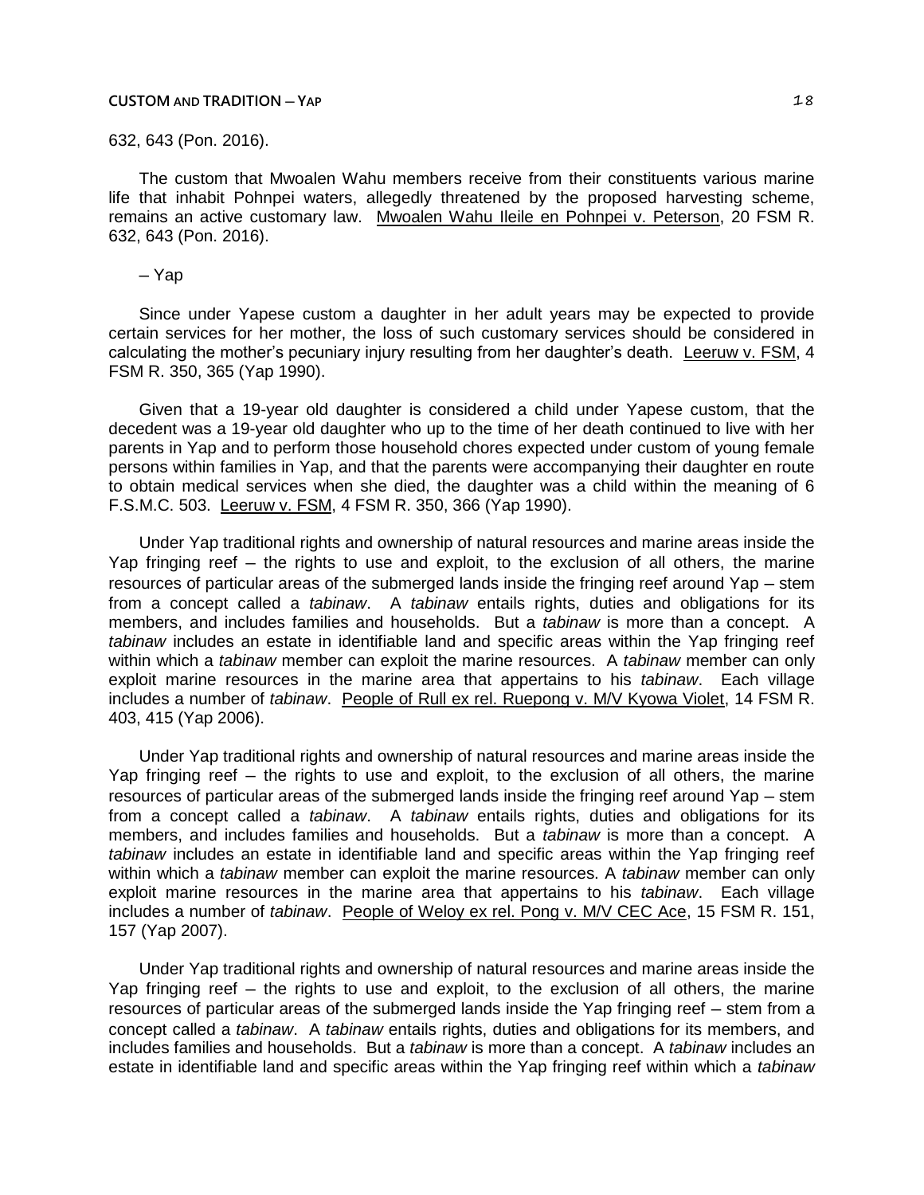632, 643 (Pon. 2016).

The custom that Mwoalen Wahu members receive from their constituents various marine life that inhabit Pohnpei waters, allegedly threatened by the proposed harvesting scheme, remains an active customary law. Mwoalen Wahu Ileile en Pohnpei v. Peterson, 20 FSM R. 632, 643 (Pon. 2016).

– Yap

Since under Yapese custom a daughter in her adult years may be expected to provide certain services for her mother, the loss of such customary services should be considered in calculating the mother's pecuniary injury resulting from her daughter's death. Leeruw v. FSM, 4 FSM R. 350, 365 (Yap 1990).

Given that a 19-year old daughter is considered a child under Yapese custom, that the decedent was a 19-year old daughter who up to the time of her death continued to live with her parents in Yap and to perform those household chores expected under custom of young female persons within families in Yap, and that the parents were accompanying their daughter en route to obtain medical services when she died, the daughter was a child within the meaning of 6 F.S.M.C. 503. Leeruw v. FSM, 4 FSM R. 350, 366 (Yap 1990).

Under Yap traditional rights and ownership of natural resources and marine areas inside the Yap fringing reef – the rights to use and exploit, to the exclusion of all others, the marine resources of particular areas of the submerged lands inside the fringing reef around Yap – stem from a concept called a *tabinaw*. A *tabinaw* entails rights, duties and obligations for its members, and includes families and households. But a *tabinaw* is more than a concept. A *tabinaw* includes an estate in identifiable land and specific areas within the Yap fringing reef within which a *tabinaw* member can exploit the marine resources. A *tabinaw* member can only exploit marine resources in the marine area that appertains to his *tabinaw*. Each village includes a number of *tabinaw*. People of Rull ex rel. Ruepong v. M/V Kyowa Violet, 14 FSM R. 403, 415 (Yap 2006).

Under Yap traditional rights and ownership of natural resources and marine areas inside the Yap fringing reef – the rights to use and exploit, to the exclusion of all others, the marine resources of particular areas of the submerged lands inside the fringing reef around Yap – stem from a concept called a *tabinaw*. A *tabinaw* entails rights, duties and obligations for its members, and includes families and households. But a *tabinaw* is more than a concept. A *tabinaw* includes an estate in identifiable land and specific areas within the Yap fringing reef within which a *tabinaw* member can exploit the marine resources. A *tabinaw* member can only exploit marine resources in the marine area that appertains to his *tabinaw*. Each village includes a number of *tabinaw*. People of Weloy ex rel. Pong v. M/V CEC Ace, 15 FSM R. 151, 157 (Yap 2007).

Under Yap traditional rights and ownership of natural resources and marine areas inside the Yap fringing reef – the rights to use and exploit, to the exclusion of all others, the marine resources of particular areas of the submerged lands inside the Yap fringing reef – stem from a concept called a *tabinaw*. A *tabinaw* entails rights, duties and obligations for its members, and includes families and households. But a *tabinaw* is more than a concept. A *tabinaw* includes an estate in identifiable land and specific areas within the Yap fringing reef within which a *tabinaw*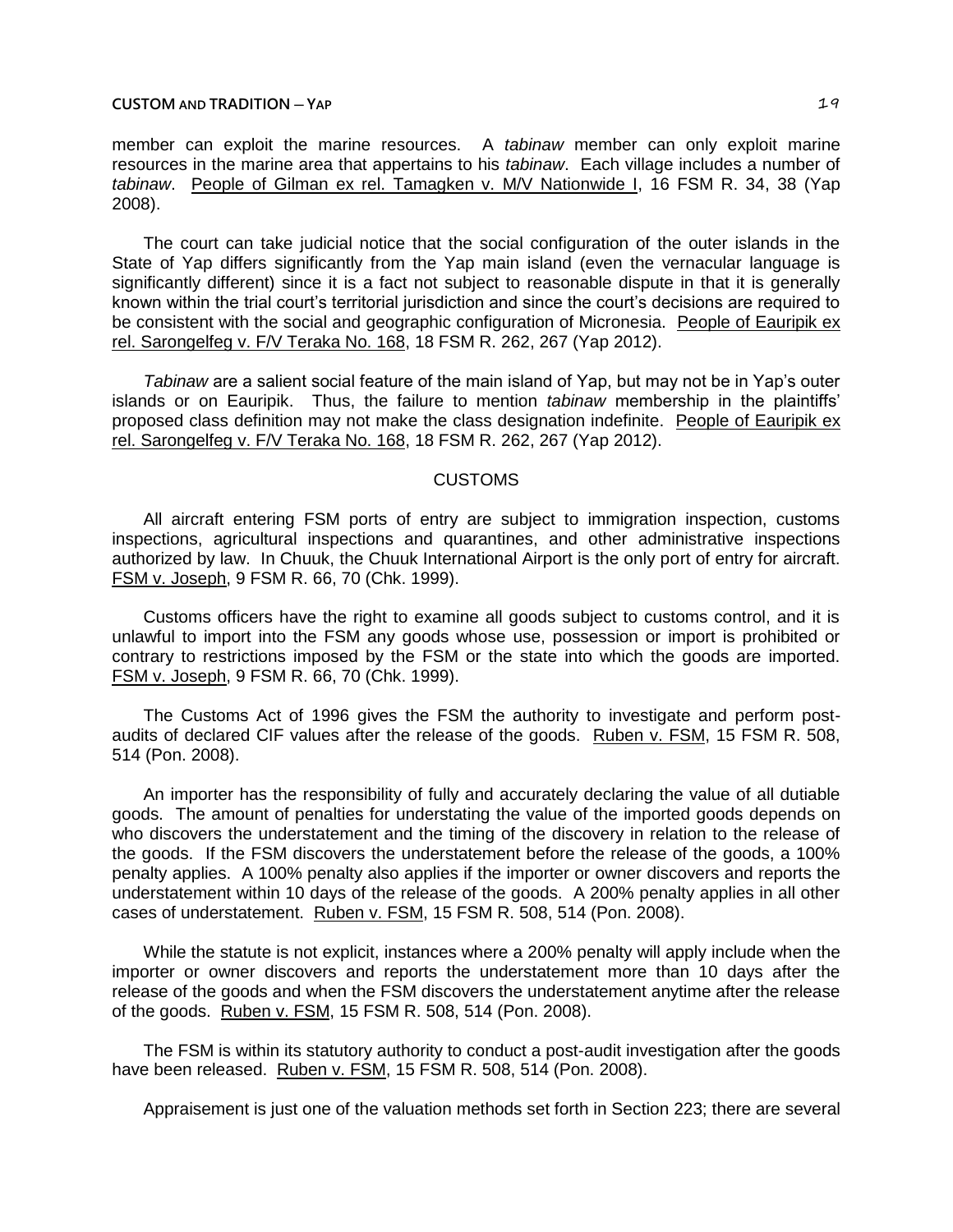member can exploit the marine resources. A *tabinaw* member can only exploit marine resources in the marine area that appertains to his *tabinaw*. Each village includes a number of *tabinaw*. People of Gilman ex rel. Tamagken v. M/V Nationwide I, 16 FSM R. 34, 38 (Yap 2008).

The court can take judicial notice that the social configuration of the outer islands in the State of Yap differs significantly from the Yap main island (even the vernacular language is significantly different) since it is a fact not subject to reasonable dispute in that it is generally known within the trial court's territorial jurisdiction and since the court's decisions are required to be consistent with the social and geographic configuration of Micronesia. People of Eauripik ex rel. Sarongelfeg v. F/V Teraka No. 168, 18 FSM R. 262, 267 (Yap 2012).

*Tabinaw* are a salient social feature of the main island of Yap, but may not be in Yap's outer islands or on Eauripik. Thus, the failure to mention *tabinaw* membership in the plaintiffs' proposed class definition may not make the class designation indefinite. People of Eauripik ex rel. Sarongelfeg v. F/V Teraka No. 168, 18 FSM R. 262, 267 (Yap 2012).

## CUSTOMS

All aircraft entering FSM ports of entry are subject to immigration inspection, customs inspections, agricultural inspections and quarantines, and other administrative inspections authorized by law. In Chuuk, the Chuuk International Airport is the only port of entry for aircraft. FSM v. Joseph, 9 FSM R. 66, 70 (Chk. 1999).

Customs officers have the right to examine all goods subject to customs control, and it is unlawful to import into the FSM any goods whose use, possession or import is prohibited or contrary to restrictions imposed by the FSM or the state into which the goods are imported. FSM v. Joseph, 9 FSM R. 66, 70 (Chk. 1999).

The Customs Act of 1996 gives the FSM the authority to investigate and perform post-audits of declared CIF values after the release of the goods. Ruben v. FSM, 15 FSM R. 508, 514 (Pon. 2008).

An importer has the responsibility of fully and accurately declaring the value of all dutiable goods. The amount of penalties for understating the value of the imported goods depends on who discovers the understatement and the timing of the discovery in relation to the release of the goods. If the FSM discovers the understatement before the release of the goods, a 100% penalty applies. A 100% penalty also applies if the importer or owner discovers and reports the understatement within 10 days of the release of the goods. A 200% penalty applies in all other cases of understatement. Ruben v. FSM, 15 FSM R. 508, 514 (Pon. 2008).

While the statute is not explicit, instances where a 200% penalty will apply include when the importer or owner discovers and reports the understatement more than 10 days after the release of the goods and when the FSM discovers the understatement anytime after the release of the goods. Ruben v. FSM, 15 FSM R. 508, 514 (Pon. 2008).

The FSM is within its statutory authority to conduct a post-audit investigation after the goods have been released. Ruben v. FSM, 15 FSM R. 508, 514 (Pon. 2008).

Appraisement is just one of the valuation methods set forth in Section 223; there are several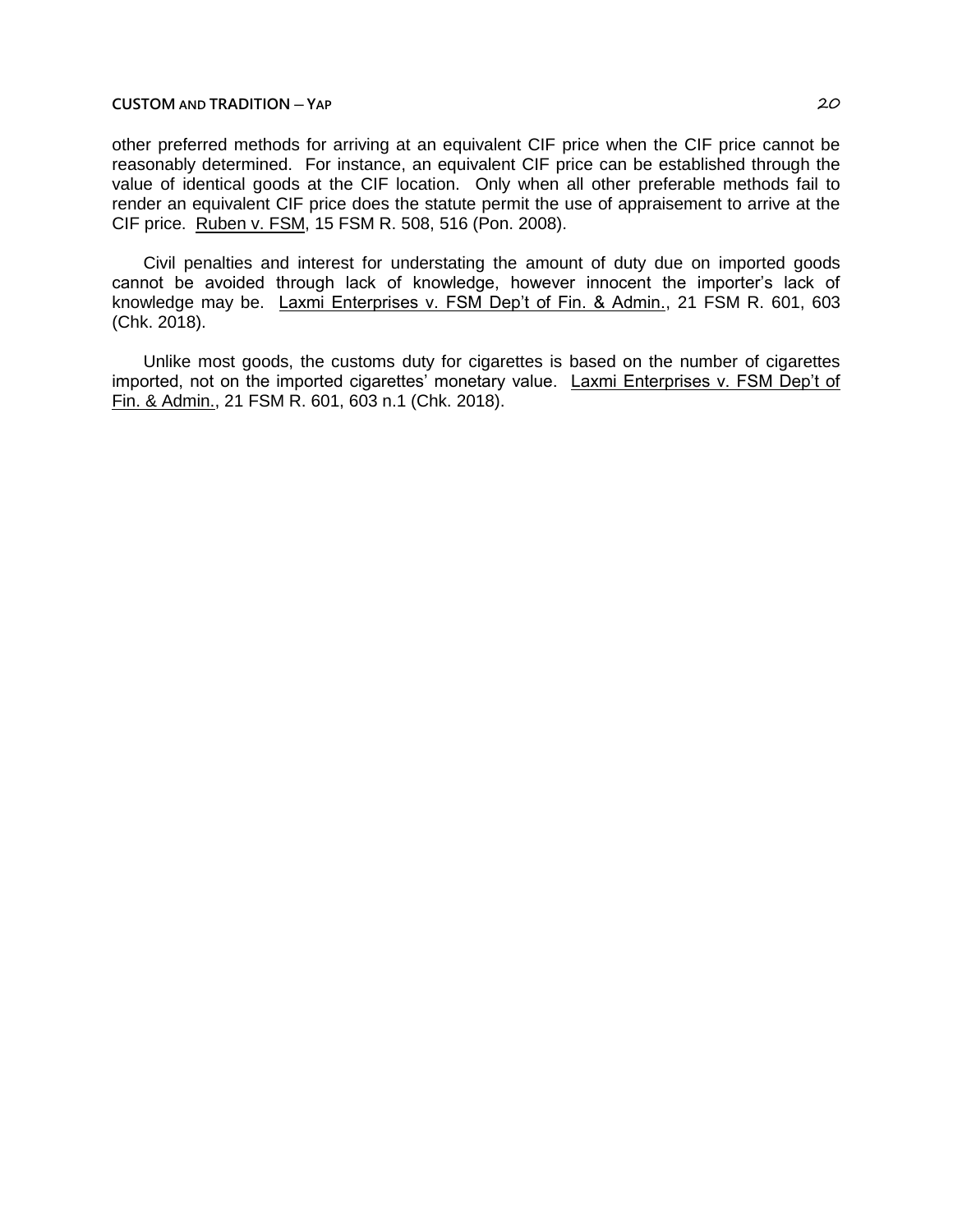other preferred methods for arriving at an equivalent CIF price when the CIF price cannot be reasonably determined. For instance, an equivalent CIF price can be established through the value of identical goods at the CIF location. Only when all other preferable methods fail to render an equivalent CIF price does the statute permit the use of appraisement to arrive at the CIF price. Ruben v. FSM, 15 FSM R. 508, 516 (Pon. 2008).

Civil penalties and interest for understating the amount of duty due on imported goods cannot be avoided through lack of knowledge, however innocent the importer's lack of knowledge may be. Laxmi Enterprises v. FSM Dep't of Fin. & Admin., 21 FSM R. 601, 603 (Chk. 2018).

Unlike most goods, the customs duty for cigarettes is based on the number of cigarettes imported, not on the imported cigarettes' monetary value. Laxmi Enterprises v. FSM Dep't of Fin. & Admin., 21 FSM R. 601, 603 n.1 (Chk. 2018).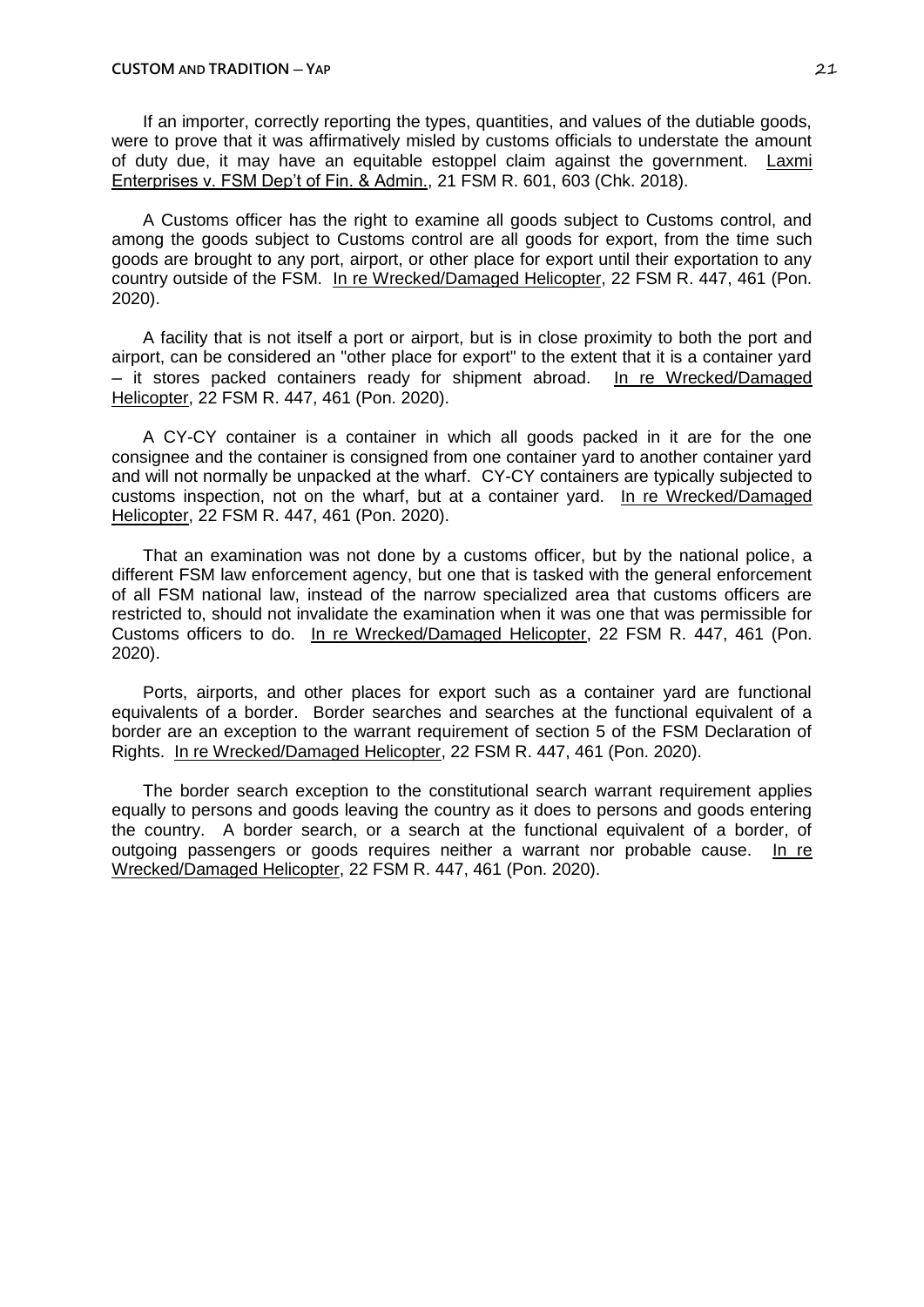If an importer, correctly reporting the types, quantities, and values of the dutiable goods, were to prove that it was affirmatively misled by customs officials to understate the amount of duty due, it may have an equitable estoppel claim against the government. Laxmi Enterprises v. FSM Dep't of Fin. & Admin., 21 FSM R. 601, 603 (Chk. 2018).

A Customs officer has the right to examine all goods subject to Customs control, and among the goods subject to Customs control are all goods for export, from the time such goods are brought to any port, airport, or other place for export until their exportation to any country outside of the FSM. In re Wrecked/Damaged Helicopter, 22 FSM R. 447, 461 (Pon. 2020).

A facility that is not itself a port or airport, but is in close proximity to both the port and airport, can be considered an "other place for export" to the extent that it is a container yard – it stores packed containers ready for shipment abroad. In re Wrecked/Damaged Helicopter, 22 FSM R. 447, 461 (Pon. 2020).

A CY-CY container is a container in which all goods packed in it are for the one consignee and the container is consigned from one container yard to another container yard and will not normally be unpacked at the wharf. CY-CY containers are typically subjected to customs inspection, not on the wharf, but at a container yard. In re Wrecked/Damaged Helicopter, 22 FSM R. 447, 461 (Pon. 2020).

That an examination was not done by a customs officer, but by the national police, a different FSM law enforcement agency, but one that is tasked with the general enforcement of all FSM national law, instead of the narrow specialized area that customs officers are restricted to, should not invalidate the examination when it was one that was permissible for Customs officers to do. In re Wrecked/Damaged Helicopter, 22 FSM R. 447, 461 (Pon. 2020).

Ports, airports, and other places for export such as a container yard are functional equivalents of a border. Border searches and searches at the functional equivalent of a border are an exception to the warrant requirement of section 5 of the FSM Declaration of Rights. In re Wrecked/Damaged Helicopter, 22 FSM R. 447, 461 (Pon. 2020).

The border search exception to the constitutional search warrant requirement applies equally to persons and goods leaving the country as it does to persons and goods entering the country. A border search, or a search at the functional equivalent of a border, of outgoing passengers or goods requires neither a warrant nor probable cause. In re Wrecked/Damaged Helicopter, 22 FSM R. 447, 461 (Pon. 2020).